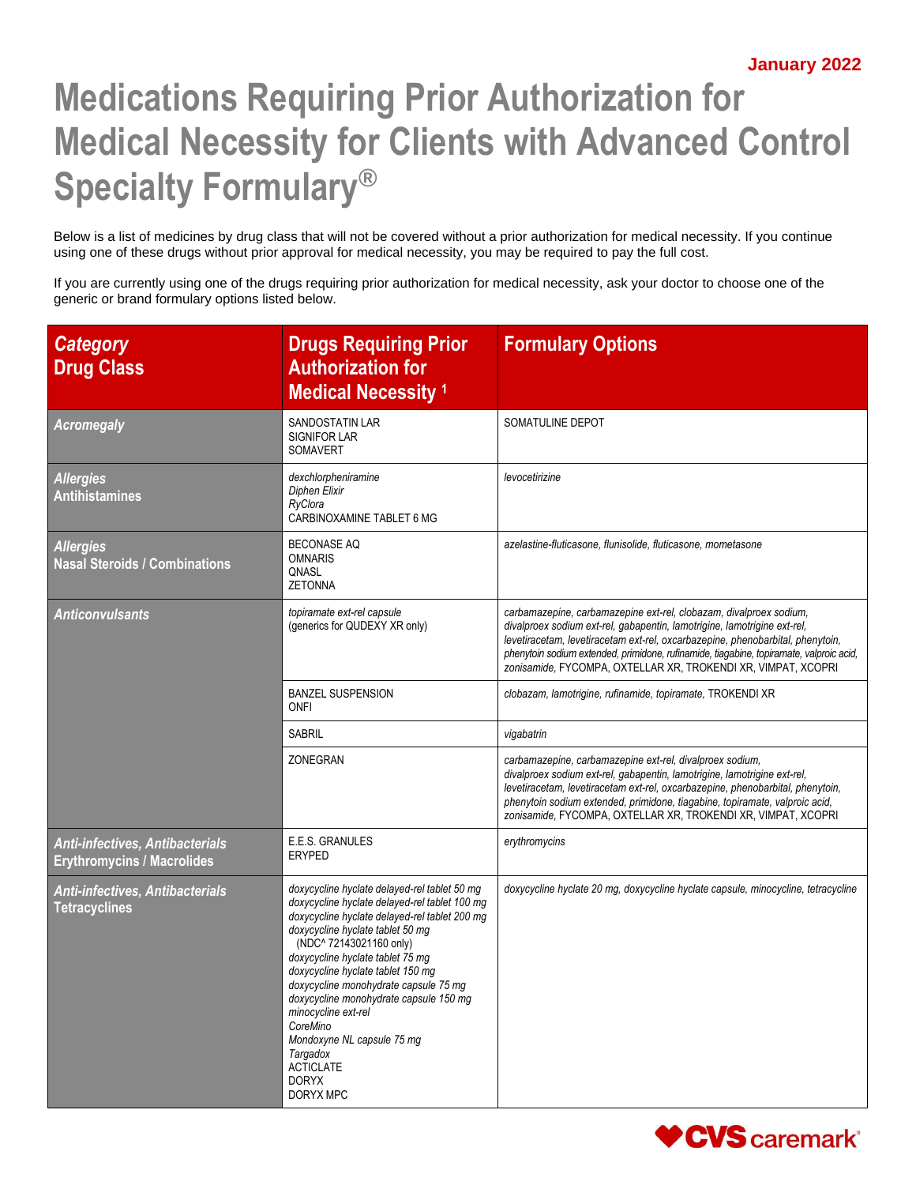January 2022

# Medications Requiring Prior Authorization for Medical Necessity for Clients with Advanced Control Specialty Formulary®

Below is a list of medicines by drug class that will not be covered without a prior authorization for medical necessity. If you continue using one of these drugs without prior approval for medical necessity, you may be required to pay the full cost.

If you are currently using one of the drugs requiring prior authorization for medical necessity, ask your doctor to choose one of the generic or brand formulary options listed below.

| *Category* Drug Class | Drugs Requiring Prior Authorization for Medical Necessity [1] | Formulary Options |
|---|---|---|
| ***Acromegaly*** | SANDOSTATIN LAR<br>SIGNIFOR LAR<br>SOMAVERT | SOMATULINE DEPOT |
| ***Allergies*** **Antihistamines** | *dexchlorpheniramine*<br>*Diphen Elixir*<br>*RyClora*<br>CARBINOXAMINE TABLET 6 MG | *levocetirizine* |
| ***Allergies*** **Nasal Steroids / Combinations** | BECONASE AQ<br>OMNARIS<br>QNASL<br>ZETONNA | *azelastine-fluticasone, flunisolide, fluticasone, mometasone* |
| ***Anticonvulsants*** | *topiramate ext-rel capsule*<br>(generics for QUDEXY XR only) | *carbamazepine, carbamazepine ext-rel, clobazam, divalproex sodium, divalproex sodium ext-rel, gabapentin, lamotrigine, lamotrigine ext-rel, levetiracetam, levetiracetam ext-rel, oxcarbazepine, phenobarbital, phenytoin, phenytoin sodium extended, primidone, rufinamide, tiagabine, topiramate, valproic acid, zonisamide,* FYCOMPA, OXTELLAR XR, TROKENDI XR, VIMPAT, XCOPRI |
| | BANZEL SUSPENSION<br>ONFI | *clobazam, lamotrigine, rufinamide, topiramate,* TROKENDI XR |
| | SABRIL | *vigabatrin* |
| | ZONEGRAN | *carbamazepine, carbamazepine ext-rel, divalproex sodium, divalproex sodium ext-rel, gabapentin, lamotrigine, lamotrigine ext-rel, levetiracetam, levetiracetam ext-rel, oxcarbazepine, phenobarbital, phenytoin, phenytoin sodium extended, primidone, tiagabine, topiramate, valproic acid, zonisamide,* FYCOMPA, OXTELLAR XR, TROKENDI XR, VIMPAT, XCOPRI |
| ***Anti-infectives, Antibacterials*** **Erythromycins / Macrolides** | E.E.S. GRANULES<br>ERYPED | *erythromycins* |
| ***Anti-infectives, Antibacterials*** **Tetracyclines** | *doxycycline hyclate delayed-rel tablet 50 mg*<br>*doxycycline hyclate delayed-rel tablet 100 mg*<br>*doxycycline hyclate delayed-rel tablet 200 mg*<br>*doxycycline hyclate tablet 50 mg*<br>(NDC^ 72143021160 only)<br>*doxycycline hyclate tablet 75 mg*<br>*doxycycline hyclate tablet 150 mg*<br>*doxycycline monohydrate capsule 75 mg*<br>*doxycycline monohydrate capsule 150 mg*<br>*minocycline ext-rel*<br>*CoreMino*<br>*Mondoxyne NL capsule 75 mg*<br>*Targadox*<br>ACTICLATE<br>DORYX<br>DORYX MPC | *doxycycline hyclate 20 mg, doxycycline hyclate capsule, minocycline, tetracycline* |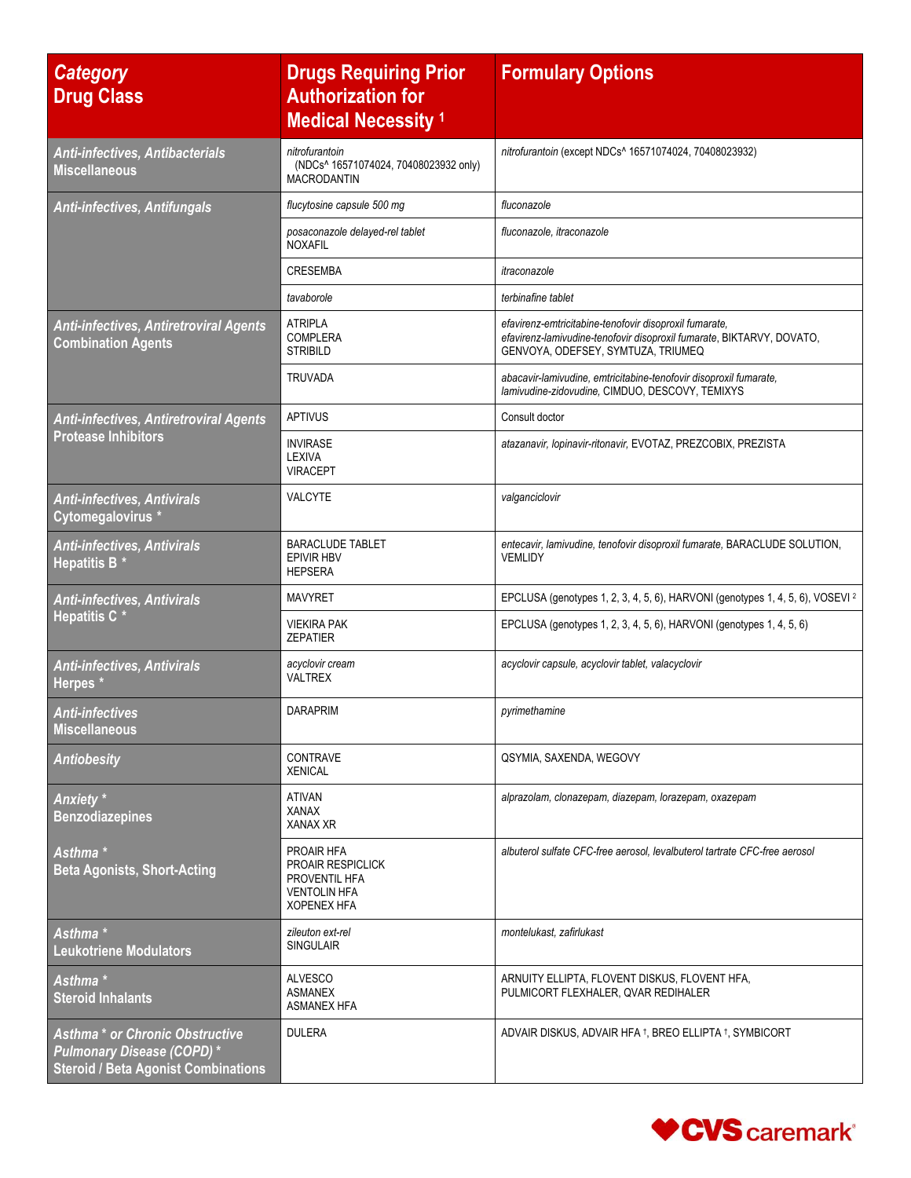| *Category* **Drug Class** | **Drugs Requiring Prior Authorization for Medical Necessity** [1] | **Formulary Options** |
|---|---|---|
| ***Anti-infectives, Antibacterials*** **Miscellaneous** | *nitrofurantoin* (NDCs^ 16571074024, 70408023932 only)<br>MACRODANTIN | *nitrofurantoin* (except NDCs^ 16571074024, 70408023932) |
| ***Anti-infectives, Antifungals*** | *flucytosine capsule 500 mg* | *fluconazole* |
| | *posaconazole delayed-rel tablet*<br>NOXAFIL | *fluconazole, itraconazole* |
| | CRESEMBA | *itraconazole* |
| | *tavaborole* | *terbinafine tablet* |
| ***Anti-infectives, Antiretroviral Agents*** **Combination Agents** | ATRIPLA<br>COMPLERA<br>STRIBILD | *efavirenz-emtricitabine-tenofovir disoproxil fumarate, efavirenz-lamivudine-tenofovir disoproxil fumarate*, BIKTARVY, DOVATO, GENVOYA, ODEFSEY, SYMTUZA, TRIUMEQ |
| | TRUVADA | *abacavir-lamivudine, emtricitabine-tenofovir disoproxil fumarate, lamivudine-zidovudine*, CIMDUO, DESCOVY, TEMIXYS |
| ***Anti-infectives, Antiretroviral Agents*** **Protease Inhibitors** | APTIVUS | Consult doctor |
| | INVIRASE<br>LEXIVA<br>VIRACEPT | *atazanavir, lopinavir-ritonavir*, EVOTAZ, PREZCOBIX, PREZISTA |
| ***Anti-infectives, Antivirals*** **Cytomegalovirus *** | VALCYTE | *valganciclovir* |
| ***Anti-infectives, Antivirals*** **Hepatitis B *** | BARACLUDE TABLET<br>EPIVIR HBV<br>HEPSERA | *entecavir, lamivudine, tenofovir disoproxil fumarate*, BARACLUDE SOLUTION, VEMLIDY |
| ***Anti-infectives, Antivirals*** **Hepatitis C *** | MAVYRET | EPCLUSA (genotypes 1, 2, 3, 4, 5, 6), HARVONI (genotypes 1, 4, 5, 6), VOSEVI [2] |
| | VIEKIRA PAK<br>ZEPATIER | EPCLUSA (genotypes 1, 2, 3, 4, 5, 6), HARVONI (genotypes 1, 4, 5, 6) |
| ***Anti-infectives, Antivirals*** **Herpes *** | *acyclovir cream*<br>VALTREX | *acyclovir capsule, acyclovir tablet, valacyclovir* |
| ***Anti-infectives*** **Miscellaneous** | DARAPRIM | *pyrimethamine* |
| ***Antiobesity*** | CONTRAVE<br>XENICAL | QSYMIA, SAXENDA, WEGOVY |
| ***Anxiety **** **Benzodiazepines** | ATIVAN<br>XANAX<br>XANAX XR | *alprazolam, clonazepam, diazepam, lorazepam, oxazepam* |
| ***Asthma **** **Beta Agonists, Short-Acting** | PROAIR HFA<br>PROAIR RESPICLICK<br>PROVENTIL HFA<br>VENTOLIN HFA<br>XOPENEX HFA | *albuterol sulfate CFC-free aerosol, levalbuterol tartrate CFC-free aerosol* |
| ***Asthma **** **Leukotriene Modulators** | *zileuton ext-rel*<br>SINGULAIR | *montelukast, zafirlukast* |
| ***Asthma **** **Steroid Inhalants** | ALVESCO<br>ASMANEX<br>ASMANEX HFA | ARNUITY ELLIPTA, FLOVENT DISKUS, FLOVENT HFA, PULMICORT FLEXHALER, QVAR REDIHALER |
| ***Asthma * or Chronic Obstructive Pulmonary Disease (COPD) **** **Steroid / Beta Agonist Combinations** | DULERA | ADVAIR DISKUS, ADVAIR HFA †, BREO ELLIPTA †, SYMBICORT |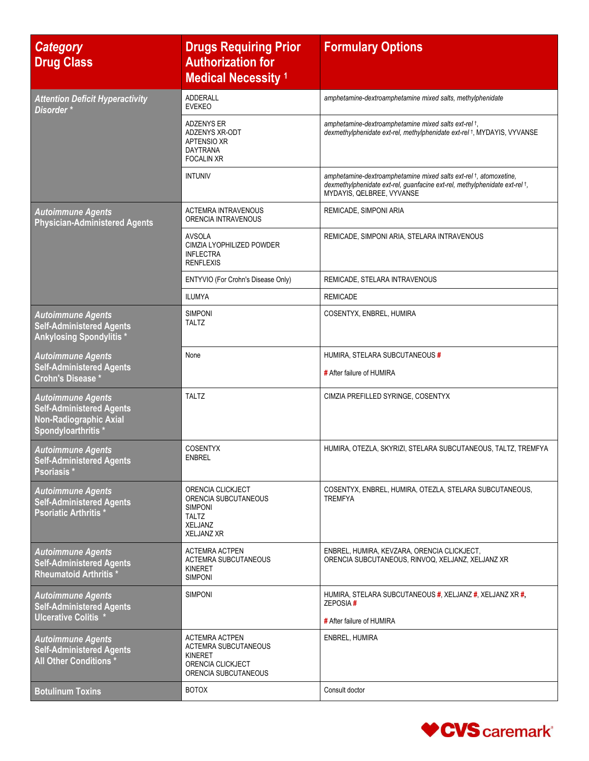| *Category* Drug Class | Drugs Requiring Prior Authorization for Medical Necessity [1] | Formulary Options |
|---|---|---|
| *Attention Deficit Hyperactivity Disorder* * | ADDERALL<br>EVEKEO | *amphetamine-dextroamphetamine mixed salts, methylphenidate* |
| | ADZENYS ER<br>ADZENYS XR-ODT<br>APTENSIO XR<br>DAYTRANA<br>FOCALIN XR | *amphetamine-dextroamphetamine mixed salts ext-rel* †, *dexmethylphenidate ext-rel, methylphenidate ext-rel* †, MYDAYIS, VYVANSE |
| | INTUNIV | *amphetamine-dextroamphetamine mixed salts ext-rel* †, *atomoxetine, dexmethylphenidate ext-rel, guanfacine ext-rel, methylphenidate ext-rel* †, MYDAYIS, QELBREE, VYVANSE |
| *Autoimmune Agents* Physician-Administered Agents | ACTEMRA INTRAVENOUS<br>ORENCIA INTRAVENOUS | REMICADE, SIMPONI ARIA |
| | AVSOLA<br>CIMZIA LYOPHILIZED POWDER<br>INFLECTRA<br>RENFLEXIS | REMICADE, SIMPONI ARIA, STELARA INTRAVENOUS |
| | ENTYVIO (For Crohn's Disease Only) | REMICADE, STELARA INTRAVENOUS |
| | ILUMYA | REMICADE |
| *Autoimmune Agents* Self-Administered Agents Ankylosing Spondylitis * | SIMPONI<br>TALTZ | COSENTYX, ENBREL, HUMIRA |
| *Autoimmune Agents* Self-Administered Agents Crohn's Disease * | None | HUMIRA, STELARA SUBCUTANEOUS #<br><br># After failure of HUMIRA |
| *Autoimmune Agents* Self-Administered Agents Non-Radiographic Axial Spondyloarthritis * | TALTZ | CIMZIA PREFILLED SYRINGE, COSENTYX |
| *Autoimmune Agents* Self-Administered Agents Psoriasis * | COSENTYX<br>ENBREL | HUMIRA, OTEZLA, SKYRIZI, STELARA SUBCUTANEOUS, TALTZ, TREMFYA |
| *Autoimmune Agents* Self-Administered Agents Psoriatic Arthritis * | ORENCIA CLICKJECT<br>ORENCIA SUBCUTANEOUS<br>SIMPONI<br>TALTZ<br>XELJANZ<br>XELJANZ XR | COSENTYX, ENBREL, HUMIRA, OTEZLA, STELARA SUBCUTANEOUS, TREMFYA |
| *Autoimmune Agents* Self-Administered Agents Rheumatoid Arthritis * | ACTEMRA ACTPEN<br>ACTEMRA SUBCUTANEOUS<br>KINERET<br>SIMPONI | ENBREL, HUMIRA, KEVZARA, ORENCIA CLICKJECT, ORENCIA SUBCUTANEOUS, RINVOQ, XELJANZ, XELJANZ XR |
| *Autoimmune Agents* Self-Administered Agents Ulcerative Colitis * | SIMPONI | HUMIRA, STELARA SUBCUTANEOUS #, XELJANZ #, XELJANZ XR #, ZEPOSIA #<br><br># After failure of HUMIRA |
| *Autoimmune Agents* Self-Administered Agents All Other Conditions * | ACTEMRA ACTPEN<br>ACTEMRA SUBCUTANEOUS<br>KINERET<br>ORENCIA CLICKJECT<br>ORENCIA SUBCUTANEOUS | ENBREL, HUMIRA |
| Botulinum Toxins | BOTOX | Consult doctor |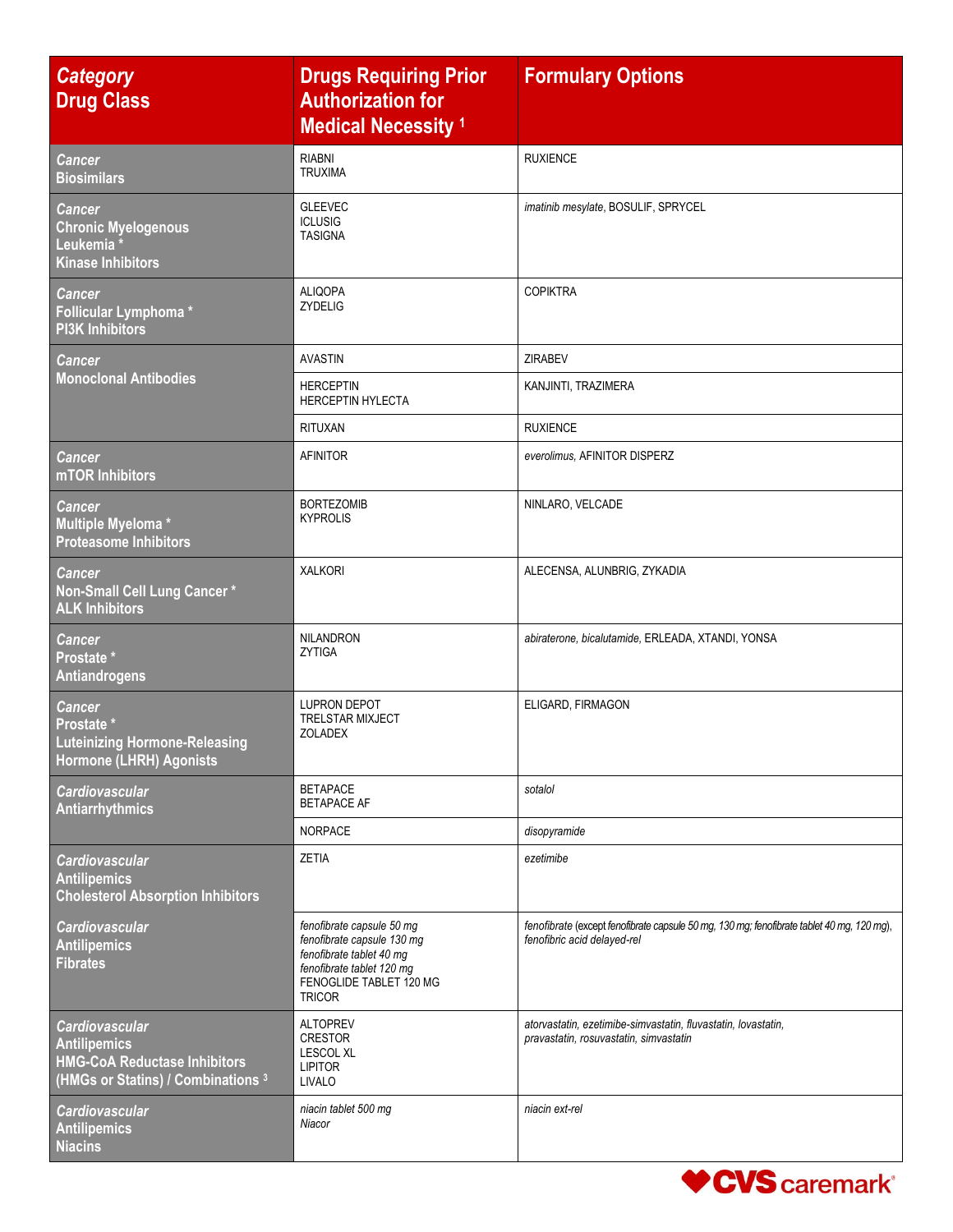| *Category* Drug Class | Drugs Requiring Prior Authorization for Medical Necessity [1] | Formulary Options |
|---|---|---|
| *Cancer* **Biosimilars** | RIABNI<br>TRUXIMA | RUXIENCE |
| *Cancer* **Chronic Myelogenous Leukemia \* Kinase Inhibitors** | GLEEVEC<br>ICLUSIG<br>TASIGNA | *imatinib mesylate*, BOSULIF, SPRYCEL |
| *Cancer* **Follicular Lymphoma \* PI3K Inhibitors** | ALIQOPA<br>ZYDELIG | COPIKTRA |
| *Cancer* **Monoclonal Antibodies** | AVASTIN | ZIRABEV |
| | HERCEPTIN<br>HERCEPTIN HYLECTA | KANJINTI, TRAZIMERA |
| | RITUXAN | RUXIENCE |
| *Cancer* **mTOR Inhibitors** | AFINITOR | *everolimus*, AFINITOR DISPERZ |
| *Cancer* **Multiple Myeloma \* Proteasome Inhibitors** | BORTEZOMIB<br>KYPROLIS | NINLARO, VELCADE |
| *Cancer* **Non-Small Cell Lung Cancer \* ALK Inhibitors** | XALKORI | ALECENSA, ALUNBRIG, ZYKADIA |
| *Cancer* **Prostate \* Antiandrogens** | NILANDRON<br>ZYTIGA | *abiraterone*, *bicalutamide*, ERLEADA, XTANDI, YONSA |
| *Cancer* **Prostate \* Luteinizing Hormone-Releasing Hormone (LHRH) Agonists** | LUPRON DEPOT<br>TRELSTAR MIXJECT<br>ZOLADEX | ELIGARD, FIRMAGON |
| *Cardiovascular* **Antiarrhythmics** | BETAPACE<br>BETAPACE AF | *sotalol* |
| | NORPACE | *disopyramide* |
| *Cardiovascular* **Antilipemics Cholesterol Absorption Inhibitors** | ZETIA | *ezetimibe* |
| *Cardiovascular* **Antilipemics Fibrates** | *fenofibrate capsule 50 mg*<br>*fenofibrate capsule 130 mg*<br>*fenofibrate tablet 40 mg*<br>*fenofibrate tablet 120 mg*<br>FENOGLIDE TABLET 120 MG<br>TRICOR | *fenofibrate* (except *fenofibrate capsule 50 mg, 130 mg; fenofibrate tablet 40 mg, 120 mg*), *fenofibric acid delayed-rel* |
| *Cardiovascular* **Antilipemics HMG-CoA Reductase Inhibitors (HMGs or Statins) / Combinations [3]** | ALTOPREV<br>CRESTOR<br>LESCOL XL<br>LIPITOR<br>LIVALO | *atorvastatin, ezetimibe-simvastatin, fluvastatin, lovastatin, pravastatin, rosuvastatin, simvastatin* |
| *Cardiovascular* **Antilipemics Niacins** | *niacin tablet 500 mg*<br>*Niacor* | *niacin ext-rel* |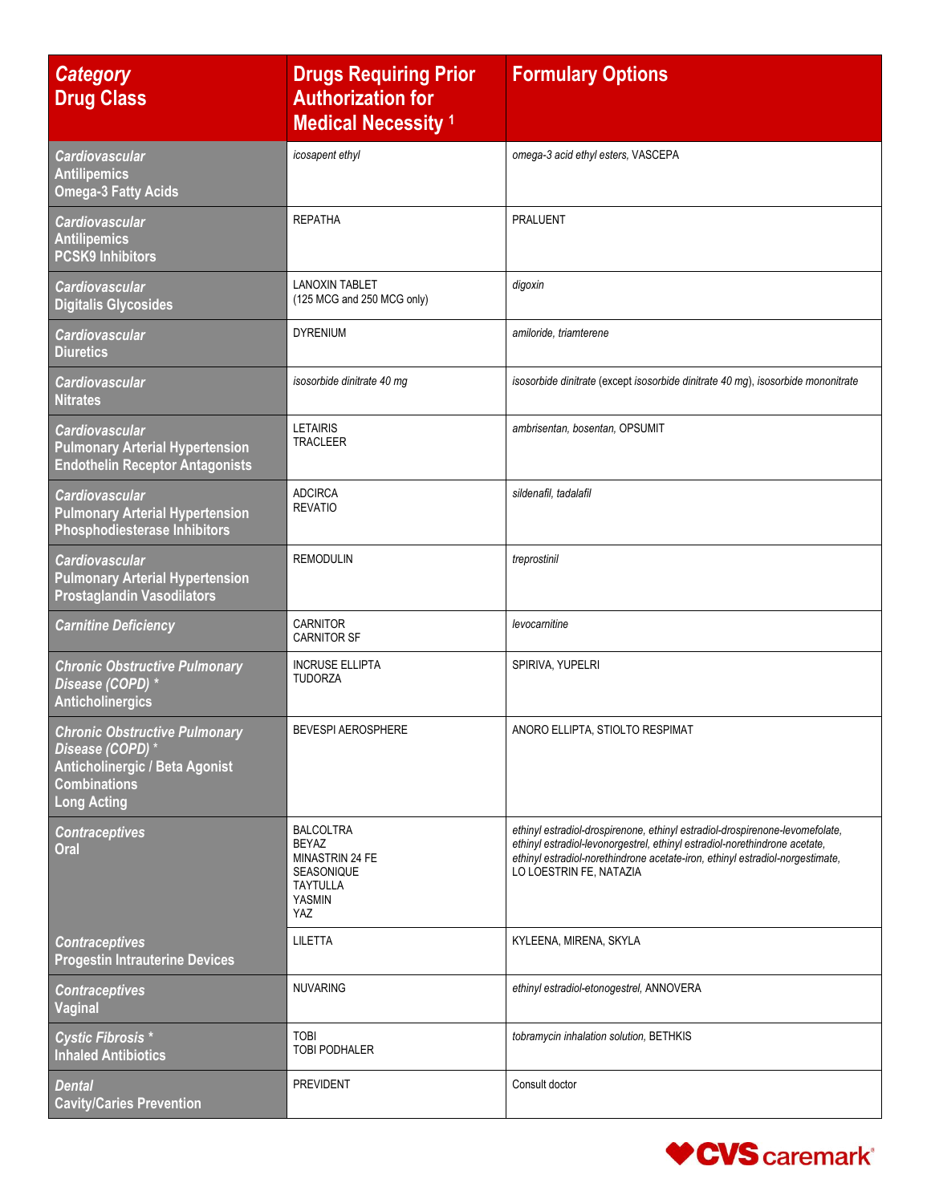| *Category*<br>**Drug Class** | **Drugs Requiring Prior Authorization for Medical Necessity [1]** | **Formulary Options** |
|---|---|---|
| ***Cardiovascular***<br>**Antilipemics**<br>**Omega-3 Fatty Acids** | *icosapent ethyl* | *omega-3 acid ethyl esters,* VASCEPA |
| ***Cardiovascular***<br>**Antilipemics**<br>**PCSK9 Inhibitors** | REPATHA | PRALUENT |
| ***Cardiovascular***<br>**Digitalis Glycosides** | LANOXIN TABLET<br>(125 MCG and 250 MCG only) | *digoxin* |
| ***Cardiovascular***<br>**Diuretics** | DYRENIUM | *amiloride, triamterene* |
| ***Cardiovascular***<br>**Nitrates** | *isosorbide dinitrate 40 mg* | *isosorbide dinitrate* (except *isosorbide dinitrate 40 mg*), *isosorbide mononitrate* |
| ***Cardiovascular***<br>**Pulmonary Arterial Hypertension**<br>**Endothelin Receptor Antagonists** | LETAIRIS<br>TRACLEER | *ambrisentan, bosentan,* OPSUMIT |
| ***Cardiovascular***<br>**Pulmonary Arterial Hypertension**<br>**Phosphodiesterase Inhibitors** | ADCIRCA<br>REVATIO | *sildenafil, tadalafil* |
| ***Cardiovascular***<br>**Pulmonary Arterial Hypertension**<br>**Prostaglandin Vasodilators** | REMODULIN | *treprostinil* |
| ***Carnitine Deficiency*** | CARNITOR<br>CARNITOR SF | *levocarnitine* |
| ***Chronic Obstructive Pulmonary Disease (COPD) \****<br>**Anticholinergics** | INCRUSE ELLIPTA<br>TUDORZA | SPIRIVA, YUPELRI |
| ***Chronic Obstructive Pulmonary Disease (COPD) \****<br>**Anticholinergic / Beta Agonist Combinations**<br>**Long Acting** | BEVESPI AEROSPHERE | ANORO ELLIPTA, STIOLTO RESPIMAT |
| ***Contraceptives***<br>**Oral** | BALCOLTRA<br>BEYAZ<br>MINASTRIN 24 FE<br>SEASONIQUE<br>TAYTULLA<br>YASMIN<br>YAZ | *ethinyl estradiol-drospirenone, ethinyl estradiol-drospirenone-levomefolate, ethinyl estradiol-levonorgestrel, ethinyl estradiol-norethindrone acetate, ethinyl estradiol-norethindrone acetate-iron, ethinyl estradiol-norgestimate,* LO LOESTRIN FE, NATAZIA |
| ***Contraceptives***<br>**Progestin Intrauterine Devices** | LILETTA | KYLEENA, MIRENA, SKYLA |
| ***Contraceptives***<br>**Vaginal** | NUVARING | *ethinyl estradiol-etonogestrel,* ANNOVERA |
| ***Cystic Fibrosis \****<br>**Inhaled Antibiotics** | TOBI<br>TOBI PODHALER | *tobramycin inhalation solution,* BETHKIS |
| ***Dental***<br>**Cavity/Caries Prevention** | PREVIDENT | Consult doctor |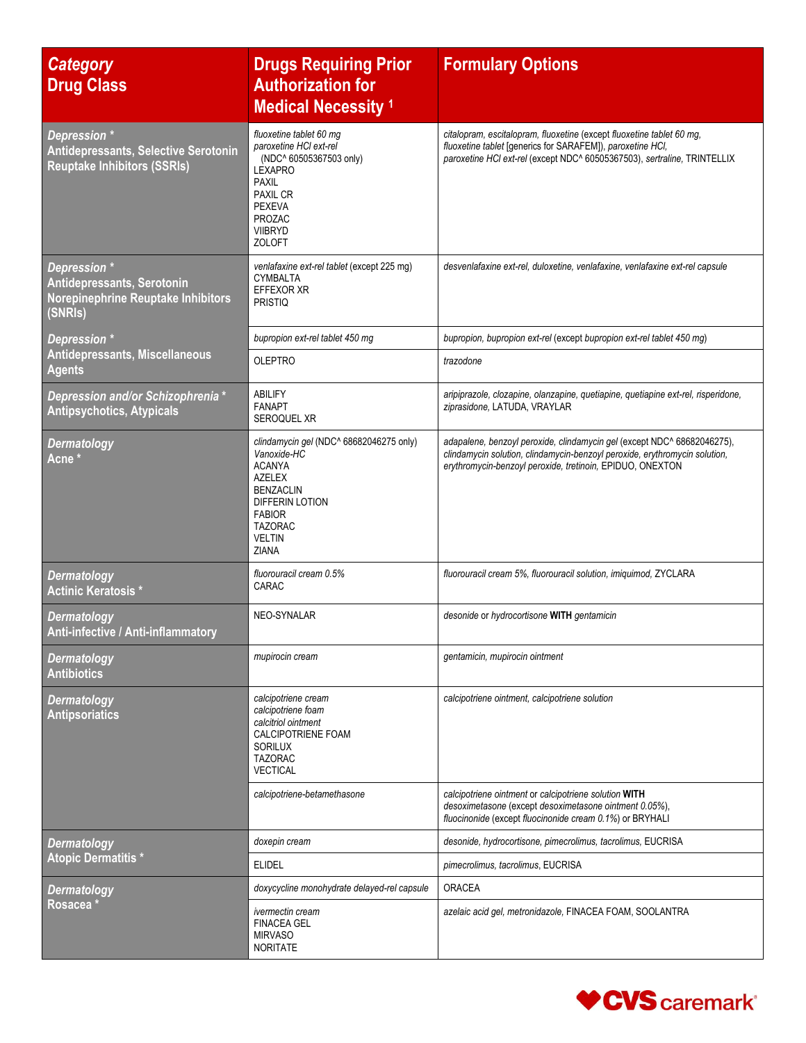| *Category* Drug Class | Drugs Requiring Prior Authorization for Medical Necessity [1] | Formulary Options |
|---|---|---|
| *Depression \** Antidepressants, Selective Serotonin Reuptake Inhibitors (SSRIs) | *fluoxetine tablet 60 mg* *paroxetine HCl ext-rel* (NDC^ 60505367503 only) LEXAPRO PAXIL PAXIL CR PEXEVA PROZAC VIIBRYD ZOLOFT | *citalopram, escitalopram, fluoxetine* (except *fluoxetine tablet 60 mg, fluoxetine tablet* [generics for SARAFEM]), *paroxetine HCl, paroxetine HCl ext-rel* (except NDC^ 60505367503), *sertraline,* TRINTELLIX |
| *Depression \** Antidepressants, Serotonin Norepinephrine Reuptake Inhibitors (SNRIs) | *venlafaxine ext-rel tablet* (except 225 mg) CYMBALTA EFFEXOR XR PRISTIQ | *desvenlafaxine ext-rel, duloxetine, venlafaxine, venlafaxine ext-rel capsule* |
| *Depression \** Antidepressants, Miscellaneous Agents | *bupropion ext-rel tablet 450 mg* | *bupropion, bupropion ext-rel* (except *bupropion ext-rel tablet 450 mg*) |
| | OLEPTRO | *trazodone* |
| *Depression and/or Schizophrenia \** Antipsychotics, Atypicals | ABILIFY FANAPT SEROQUEL XR | *aripiprazole, clozapine, olanzapine, quetiapine, quetiapine ext-rel, risperidone, ziprasidone,* LATUDA, VRAYLAR |
| *Dermatology* Acne \* | *clindamycin gel* (NDC^ 68682046275 only) *Vanoxide-HC* ACANYA AZELEX BENZACLIN DIFFERIN LOTION FABIOR TAZORAC VELTIN ZIANA | *adapalene, benzoyl peroxide, clindamycin gel* (except NDC^ 68682046275), *clindamycin solution, clindamycin-benzoyl peroxide, erythromycin solution, erythromycin-benzoyl peroxide, tretinoin,* EPIDUO, ONEXTON |
| *Dermatology* Actinic Keratosis \* | *fluorouracil cream 0.5%* CARAC | *fluorouracil cream 5%, fluorouracil solution, imiquimod,* ZYCLARA |
| *Dermatology* Anti-infective / Anti-inflammatory | NEO-SYNALAR | *desonide* or *hydrocortisone* **WITH** *gentamicin* |
| *Dermatology* Antibiotics | *mupirocin cream* | *gentamicin, mupirocin ointment* |
| *Dermatology* Antipsoriatics | *calcipotriene cream* *calcipotriene foam* *calcitriol ointment* CALCIPOTRIENE FOAM SORILUX TAZORAC VECTICAL | *calcipotriene ointment, calcipotriene solution* |
| | *calcipotriene-betamethasone* | *calcipotriene ointment* or *calcipotriene solution* **WITH** *desoximetasone* (except *desoximetasone ointment 0.05%*), *fluocinonide* (except *fluocinonide cream 0.1%*) or BRYHALI |
| *Dermatology* Atopic Dermatitis \* | *doxepin cream* | *desonide, hydrocortisone, pimecrolimus, tacrolimus,* EUCRISA |
| | ELIDEL | *pimecrolimus, tacrolimus,* EUCRISA |
| *Dermatology* Rosacea \* | *doxycycline monohydrate delayed-rel capsule* | ORACEA |
| | *ivermectin cream* FINACEA GEL MIRVASO NORITATE | *azelaic acid gel, metronidazole,* FINACEA FOAM, SOOLANTRA |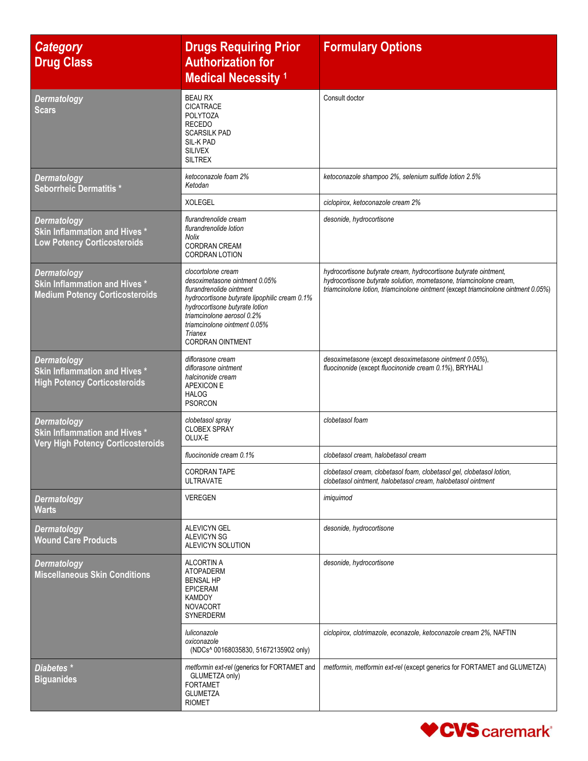| *Category* Drug Class | Drugs Requiring Prior Authorization for Medical Necessity [1] | Formulary Options |
|---|---|---|
| *Dermatology* Scars | BEAU RX<br>CICATRACE<br>POLYTOZA<br>RECEDO<br>SCARSILK PAD<br>SIL-K PAD<br>SILIVEX<br>SILTREX | Consult doctor |
| *Dermatology* Seborrheic Dermatitis * | *ketoconazole foam 2%*<br>*Ketodan* | *ketoconazole shampoo 2%, selenium sulfide lotion 2.5%* |
| | XOLEGEL | *ciclopirox, ketoconazole cream 2%* |
| *Dermatology* Skin Inflammation and Hives * Low Potency Corticosteroids | *flurandrenolide cream*<br>*flurandrenolide lotion*<br>*Nolix*<br>CORDRAN CREAM<br>CORDRAN LOTION | *desonide, hydrocortisone* |
| *Dermatology* Skin Inflammation and Hives * Medium Potency Corticosteroids | *clocortolone cream*<br>*desoximetasone ointment 0.05%*<br>*flurandrenolide ointment*<br>*hydrocortisone butyrate lipophilic cream 0.1%*<br>*hydrocortisone butyrate lotion*<br>*triamcinolone aerosol 0.2%*<br>*triamcinolone ointment 0.05%*<br>*Trianex*<br>CORDRAN OINTMENT | *hydrocortisone butyrate cream, hydrocortisone butyrate ointment, hydrocortisone butyrate solution, mometasone, triamcinolone cream, triamcinolone lotion, triamcinolone ointment* (except *triamcinolone ointment 0.05%*) |
| *Dermatology* Skin Inflammation and Hives * High Potency Corticosteroids | *diflorasone cream*<br>*diflorasone ointment*<br>*halcinonide cream*<br>APEXICON E<br>HALOG<br>PSORCON | *desoximetasone* (except *desoximetasone ointment 0.05%*), *fluocinonide* (except *fluocinonide cream 0.1%*), BRYHALI |
| *Dermatology* Skin Inflammation and Hives * Very High Potency Corticosteroids | *clobetasol spray*<br>CLOBEX SPRAY<br>OLUX-E | *clobetasol foam* |
| | *fluocinonide cream 0.1%* | *clobetasol cream, halobetasol cream* |
| | CORDRAN TAPE<br>ULTRAVATE | *clobetasol cream, clobetasol foam, clobetasol gel, clobetasol lotion, clobetasol ointment, halobetasol cream, halobetasol ointment* |
| *Dermatology* Warts | VEREGEN | *imiquimod* |
| *Dermatology* Wound Care Products | ALEVICYN GEL<br>ALEVICYN SG<br>ALEVICYN SOLUTION | *desonide, hydrocortisone* |
| *Dermatology* Miscellaneous Skin Conditions | ALCORTIN A<br>ATOPADERM<br>BENSAL HP<br>EPICERAM<br>KAMDOY<br>NOVACORT<br>SYNERDERM | *desonide, hydrocortisone* |
| | *luliconazole*<br>*oxiconazole* (NDCs^ 00168035830, 51672135902 only) | *ciclopirox, clotrimazole, econazole, ketoconazole cream 2%,* NAFTIN |
| *Diabetes* * Biguanides | *metformin ext-rel* (generics for FORTAMET and GLUMETZA only)<br>FORTAMET<br>GLUMETZA<br>RIOMET | *metformin, metformin ext-rel* (except generics for FORTAMET and GLUMETZA) |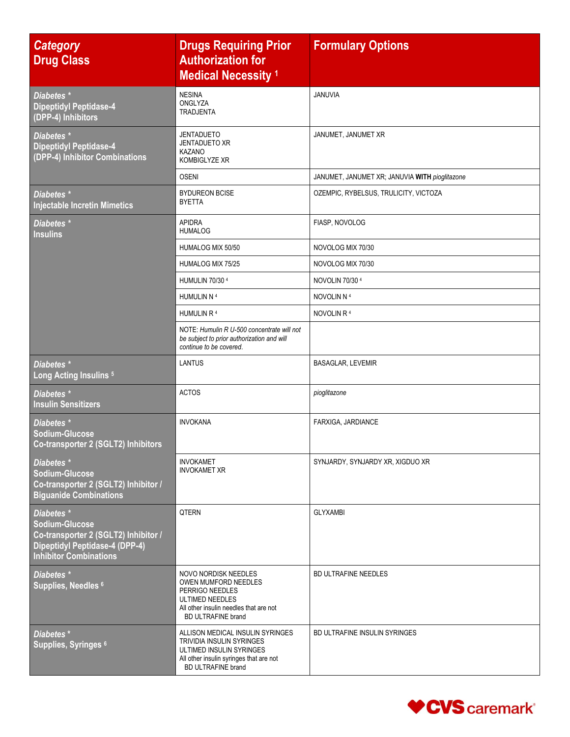| *Category* Drug Class | Drugs Requiring Prior Authorization for Medical Necessity [1] | Formulary Options |
|---|---|---|
| *Diabetes ** Dipeptidyl Peptidase-4 (DPP-4) Inhibitors | NESINA ONGLYZA TRADJENTA | JANUVIA |
| *Diabetes ** Dipeptidyl Peptidase-4 (DPP-4) Inhibitor Combinations | JENTADUETO JENTADUETO XR KAZANO KOMBIGLYZE XR | JANUMET, JANUMET XR |
| | OSENI | JANUMET, JANUMET XR; JANUVIA **WITH** *pioglitazone* |
| *Diabetes ** Injectable Incretin Mimetics | BYDUREON BCISE BYETTA | OZEMPIC, RYBELSUS, TRULICITY, VICTOZA |
| *Diabetes ** Insulins | APIDRA HUMALOG | FIASP, NOVOLOG |
| | HUMALOG MIX 50/50 | NOVOLOG MIX 70/30 |
| | HUMALOG MIX 75/25 | NOVOLOG MIX 70/30 |
| | HUMULIN 70/30 [4] | NOVOLIN 70/30 [4] |
| | HUMULIN N [4] | NOVOLIN N [4] |
| | HUMULIN R [4] | NOVOLIN R [4] |
| | NOTE: *Humulin R U-500 concentrate will not be subject to prior authorization and will continue to be covered.* | |
| *Diabetes ** Long Acting Insulins [5] | LANTUS | BASAGLAR, LEVEMIR |
| *Diabetes ** Insulin Sensitizers | ACTOS | *pioglitazone* |
| *Diabetes ** Sodium-Glucose Co-transporter 2 (SGLT2) Inhibitors | INVOKANA | FARXIGA, JARDIANCE |
| *Diabetes ** Sodium-Glucose Co-transporter 2 (SGLT2) Inhibitor / Biguanide Combinations | INVOKAMET INVOKAMET XR | SYNJARDY, SYNJARDY XR, XIGDUO XR |
| *Diabetes ** Sodium-Glucose Co-transporter 2 (SGLT2) Inhibitor / Dipeptidyl Peptidase-4 (DPP-4) Inhibitor Combinations | QTERN | GLYXAMBI |
| *Diabetes ** Supplies, Needles [6] | NOVO NORDISK NEEDLES OWEN MUMFORD NEEDLES PERRIGO NEEDLES ULTIMED NEEDLES All other insulin needles that are not BD ULTRAFINE brand | BD ULTRAFINE NEEDLES |
| *Diabetes ** Supplies, Syringes [6] | ALLISON MEDICAL INSULIN SYRINGES TRIVIDIA INSULIN SYRINGES ULTIMED INSULIN SYRINGES All other insulin syringes that are not BD ULTRAFINE brand | BD ULTRAFINE INSULIN SYRINGES |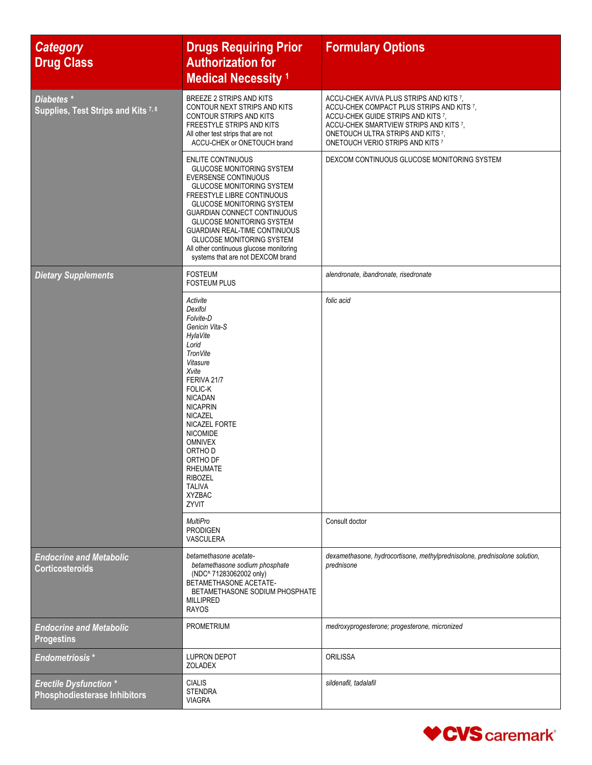| *Category* Drug Class | Drugs Requiring Prior Authorization for Medical Necessity [1] | Formulary Options |
|---|---|---|
| *Diabetes ** Supplies, Test Strips and Kits [7, 8] | BREEZE 2 STRIPS AND KITS<br>CONTOUR NEXT STRIPS AND KITS<br>CONTOUR STRIPS AND KITS<br>FREESTYLE STRIPS AND KITS<br>All other test strips that are not ACCU-CHEK or ONETOUCH brand | ACCU-CHEK AVIVA PLUS STRIPS AND KITS [7],<br>ACCU-CHEK COMPACT PLUS STRIPS AND KITS [7],<br>ACCU-CHEK GUIDE STRIPS AND KITS [7],<br>ACCU-CHEK SMARTVIEW STRIPS AND KITS [7],<br>ONETOUCH ULTRA STRIPS AND KITS [7],<br>ONETOUCH VERIO STRIPS AND KITS [7] |
| | ENLITE CONTINUOUS GLUCOSE MONITORING SYSTEM<br>EVERSENSE CONTINUOUS GLUCOSE MONITORING SYSTEM<br>FREESTYLE LIBRE CONTINUOUS GLUCOSE MONITORING SYSTEM<br>GUARDIAN CONNECT CONTINUOUS GLUCOSE MONITORING SYSTEM<br>GUARDIAN REAL-TIME CONTINUOUS GLUCOSE MONITORING SYSTEM<br>All other continuous glucose monitoring systems that are not DEXCOM brand | DEXCOM CONTINUOUS GLUCOSE MONITORING SYSTEM |
| *Dietary Supplements* | FOSTEUM<br>FOSTEUM PLUS | *alendronate, ibandronate, risedronate* |
| | *Activite*<br>*Dexifol*<br>*Folvite-D*<br>*Genicin Vita-S*<br>*HylaVite*<br>*Lorid*<br>*TronVite*<br>*Vitasure*<br>*Xvite*<br>FERIVA 21/7<br>FOLIC-K<br>NICADAN<br>NICAPRIN<br>NICAZEL<br>NICAZEL FORTE<br>NICOMIDE<br>OMNIVEX<br>ORTHO D<br>ORTHO DF<br>RHEUMATE<br>RIBOZEL<br>TALIVA<br>XYZBAC<br>ZYVIT | *folic acid* |
| | *MultiPro*<br>PRODIGEN<br>VASCULERA | Consult doctor |
| *Endocrine and Metabolic* Corticosteroids | *betamethasone acetate-betamethasone sodium phosphate* (NDC^ 71283062002 only)<br>BETAMETHASONE ACETATE-BETAMETHASONE SODIUM PHOSPHATE<br>MILLIPRED<br>RAYOS | *dexamethasone, hydrocortisone, methylprednisolone, prednisolone solution, prednisone* |
| *Endocrine and Metabolic* Progestins | PROMETRIUM | *medroxyprogesterone; progesterone, micronized* |
| *Endometriosis ** | LUPRON DEPOT<br>ZOLADEX | ORILISSA |
| *Erectile Dysfunction ** Phosphodiesterase Inhibitors | CIALIS<br>STENDRA<br>VIAGRA | *sildenafil, tadalafil* |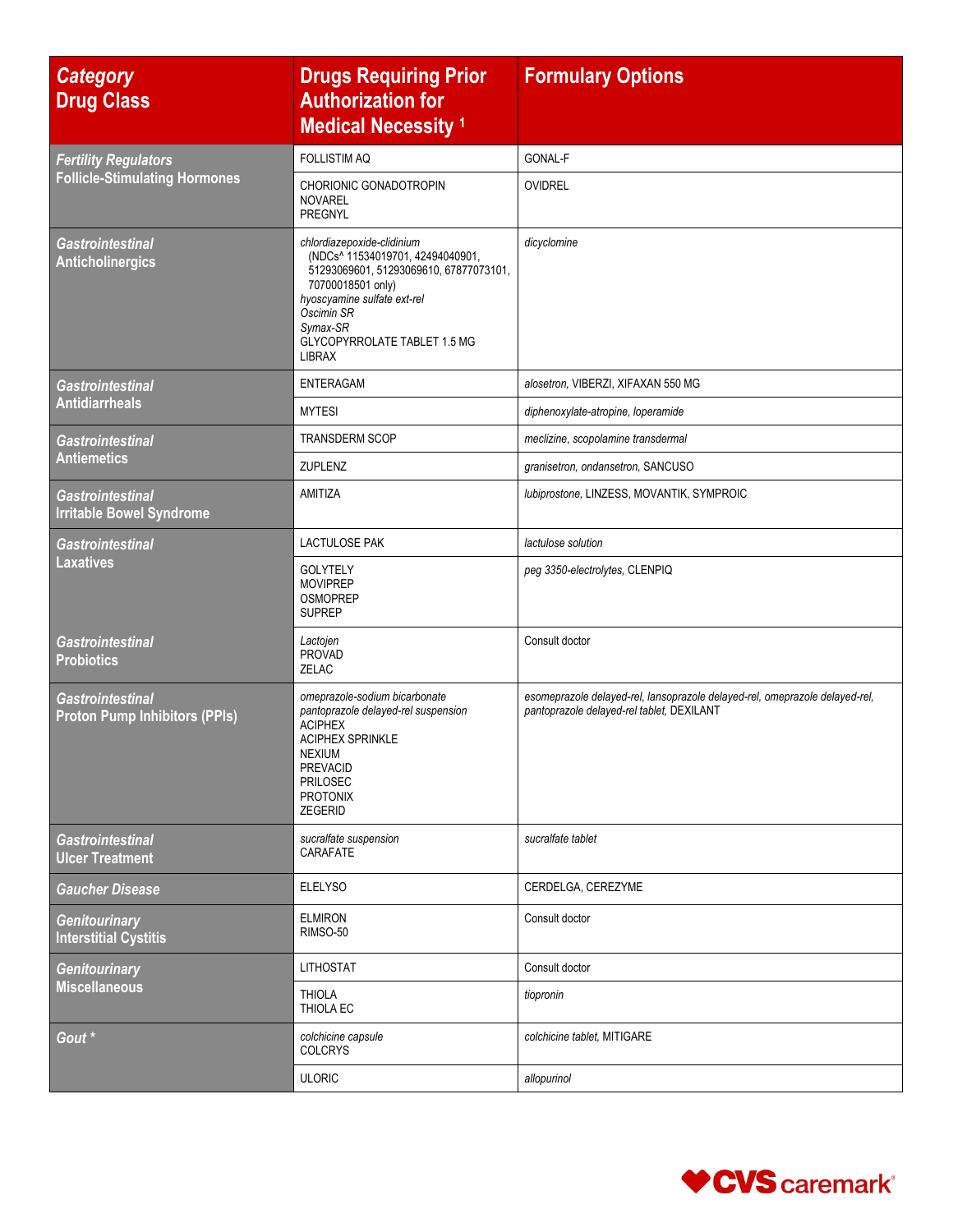| *Category* Drug Class | Drugs Requiring Prior Authorization for Medical Necessity [1] | Formulary Options |
|---|---|---|
| *Fertility Regulators* Follicle-Stimulating Hormones | FOLLISTIM AQ | GONAL-F |
| | CHORIONIC GONADOTROPIN<br>NOVAREL<br>PREGNYL | OVIDREL |
| *Gastrointestinal* Anticholinergics | *chlordiazepoxide-clidinium* (NDCs^ 11534019701, 42494040901, 51293069601, 51293069610, 67877073101, 70700018501 only)<br>*hyoscyamine sulfate ext-rel*<br>*Oscimin SR*<br>*Symax-SR*<br>GLYCOPYRROLATE TABLET 1.5 MG<br>LIBRAX | *dicyclomine* |
| *Gastrointestinal* Antidiarrheals | ENTERAGAM | *alosetron*, VIBERZI, XIFAXAN 550 MG |
| | MYTESI | *diphenoxylate-atropine, loperamide* |
| *Gastrointestinal* Antiemetics | TRANSDERM SCOP | *meclizine, scopolamine transdermal* |
| | ZUPLENZ | *granisetron, ondansetron*, SANCUSO |
| *Gastrointestinal* Irritable Bowel Syndrome | AMITIZA | *lubiprostone*, LINZESS, MOVANTIK, SYMPROIC |
| *Gastrointestinal* Laxatives | LACTULOSE PAK | *lactulose solution* |
| | GOLYTELY<br>MOVIPREP<br>OSMOPREP<br>SUPREP | *peg 3350-electrolytes*, CLENPIQ |
| *Gastrointestinal* Probiotics | *Lactojen*<br>PROVAD<br>ZELAC | Consult doctor |
| *Gastrointestinal* Proton Pump Inhibitors (PPIs) | *omeprazole-sodium bicarbonate*<br>*pantoprazole delayed-rel suspension*<br>ACIPHEX<br>ACIPHEX SPRINKLE<br>NEXIUM<br>PREVACID<br>PRILOSEC<br>PROTONIX<br>ZEGERID | *esomeprazole delayed-rel, lansoprazole delayed-rel, omeprazole delayed-rel, pantoprazole delayed-rel tablet*, DEXILANT |
| *Gastrointestinal* Ulcer Treatment | *sucralfate suspension*<br>CARAFATE | *sucralfate tablet* |
| *Gaucher Disease* | ELELYSO | CERDELGA, CEREZYME |
| *Genitourinary* Interstitial Cystitis | ELMIRON<br>RIMSO-50 | Consult doctor |
| *Genitourinary* Miscellaneous | LITHOSTAT | Consult doctor |
| | THIOLA<br>THIOLA EC | *tiopronin* |
| *Gout \** | *colchicine capsule*<br>COLCRYS | *colchicine tablet*, MITIGARE |
| | ULORIC | *allopurinol* |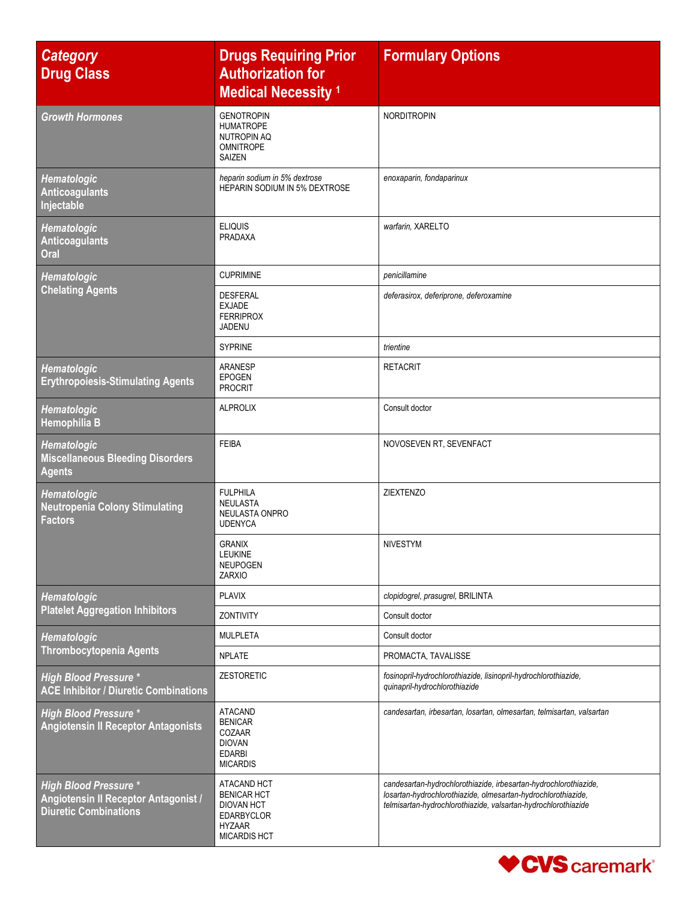| *Category* **Drug Class** | Drugs Requiring Prior Authorization for Medical Necessity [1] | Formulary Options |
|---|---|---|
| ***Growth Hormones*** | GENOTROPIN<br>HUMATROPE<br>NUTROPIN AQ<br>OMNITROPE<br>SAIZEN | NORDITROPIN |
| ***Hematologic*** **Anticoagulants Injectable** | *heparin sodium in 5% dextrose*<br>HEPARIN SODIUM IN 5% DEXTROSE | *enoxaparin, fondaparinux* |
| ***Hematologic*** **Anticoagulants Oral** | ELIQUIS<br>PRADAXA | *warfarin,* XARELTO |
| ***Hematologic*** **Chelating Agents** | CUPRIMINE | *penicillamine* |
| | DESFERAL<br>EXJADE<br>FERRIPROX<br>JADENU | *deferasirox, deferiprone, deferoxamine* |
| | SYPRINE | *trientine* |
| ***Hematologic*** **Erythropoiesis-Stimulating Agents** | ARANESP<br>EPOGEN<br>PROCRIT | RETACRIT |
| ***Hematologic*** **Hemophilia B** | ALPROLIX | Consult doctor |
| ***Hematologic*** **Miscellaneous Bleeding Disorders Agents** | FEIBA | NOVOSEVEN RT, SEVENFACT |
| ***Hematologic*** **Neutropenia Colony Stimulating Factors** | FULPHILA<br>NEULASTA<br>NEULASTA ONPRO<br>UDENYCA | ZIEXTENZO |
| | GRANIX<br>LEUKINE<br>NEUPOGEN<br>ZARXIO | NIVESTYM |
| ***Hematologic*** **Platelet Aggregation Inhibitors** | PLAVIX | *clopidogrel, prasugrel,* BRILINTA |
| | ZONTIVITY | Consult doctor |
| ***Hematologic*** **Thrombocytopenia Agents** | MULPLETA | Consult doctor |
| | NPLATE | PROMACTA, TAVALISSE |
| ***High Blood Pressure **** **ACE Inhibitor / Diuretic Combinations** | ZESTORETIC | *fosinopril-hydrochlorothiazide, lisinopril-hydrochlorothiazide, quinapril-hydrochlorothiazide* |
| ***High Blood Pressure **** **Angiotensin II Receptor Antagonists** | ATACAND<br>BENICAR<br>COZAAR<br>DIOVAN<br>EDARBI<br>MICARDIS | *candesartan, irbesartan, losartan, olmesartan, telmisartan, valsartan* |
| ***High Blood Pressure **** **Angiotensin II Receptor Antagonist / Diuretic Combinations** | ATACAND HCT<br>BENICAR HCT<br>DIOVAN HCT<br>EDARBYCLOR<br>HYZAAR<br>MICARDIS HCT | *candesartan-hydrochlorothiazide, irbesartan-hydrochlorothiazide, losartan-hydrochlorothiazide, olmesartan-hydrochlorothiazide, telmisartan-hydrochlorothiazide, valsartan-hydrochlorothiazide* |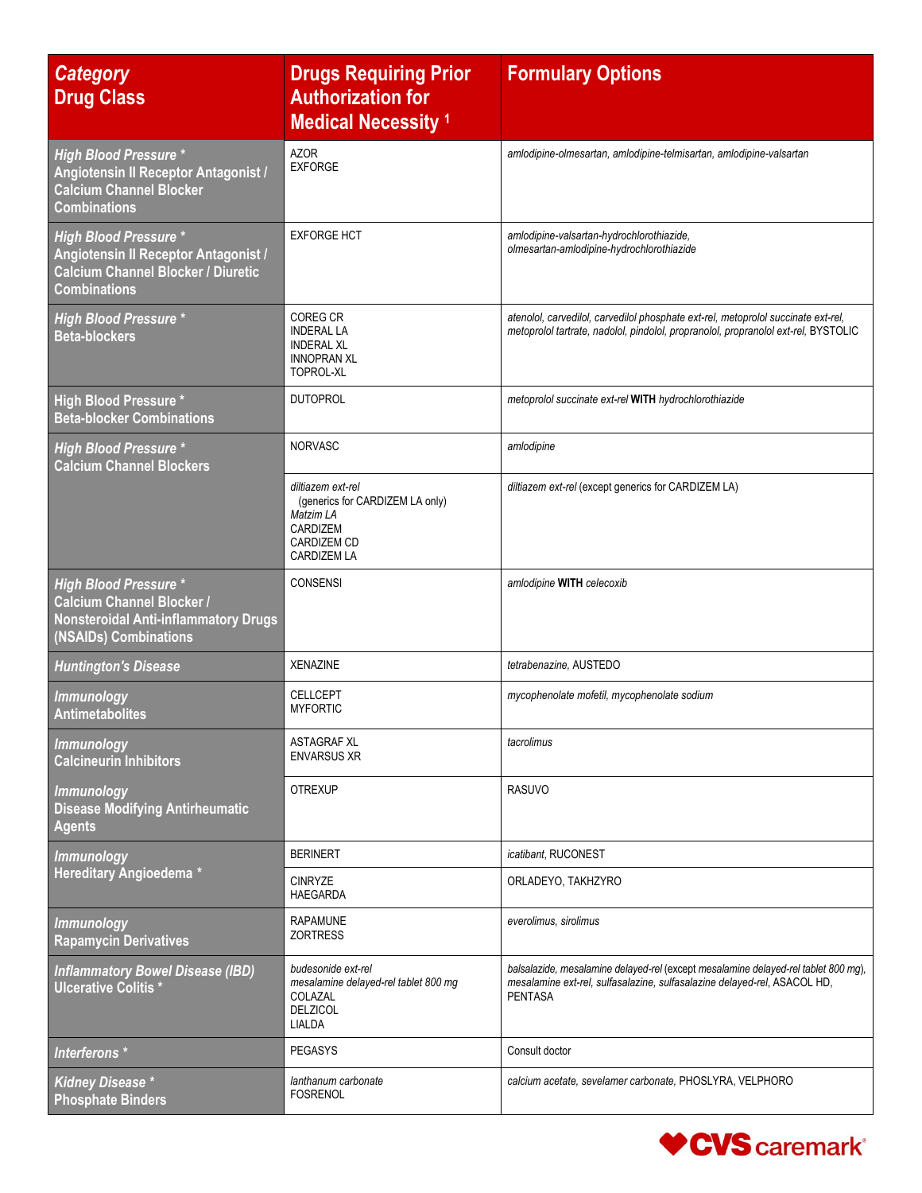| *Category* **Drug Class** | **Drugs Requiring Prior Authorization for Medical Necessity** [1] | **Formulary Options** |
|---|---|---|
| ***High Blood Pressure*** * **Angiotensin II Receptor Antagonist / Calcium Channel Blocker Combinations** | AZOR<br>EXFORGE | *amlodipine-olmesartan, amlodipine-telmisartan, amlodipine-valsartan* |
| ***High Blood Pressure*** * **Angiotensin II Receptor Antagonist / Calcium Channel Blocker / Diuretic Combinations** | EXFORGE HCT | *amlodipine-valsartan-hydrochlorothiazide, olmesartan-amlodipine-hydrochlorothiazide* |
| ***High Blood Pressure*** * **Beta-blockers** | COREG CR<br>INDERAL LA<br>INDERAL XL<br>INNOPRAN XL<br>TOPROL-XL | *atenolol, carvedilol, carvedilol phosphate ext-rel, metoprolol succinate ext-rel, metoprolol tartrate, nadolol, pindolol, propranolol, propranolol ext-rel,* BYSTOLIC |
| **High Blood Pressure * Beta-blocker Combinations** | DUTOPROL | *metoprolol succinate ext-rel* **WITH** *hydrochlorothiazide* |
| ***High Blood Pressure*** * **Calcium Channel Blockers** | NORVASC | *amlodipine* |
| | *diltiazem ext-rel* (generics for CARDIZEM LA only)<br>*Matzim LA*<br>CARDIZEM<br>CARDIZEM CD<br>CARDIZEM LA | *diltiazem ext-rel* (except generics for CARDIZEM LA) |
| ***High Blood Pressure*** * **Calcium Channel Blocker / Nonsteroidal Anti-inflammatory Drugs (NSAIDs) Combinations** | CONSENSI | *amlodipine* **WITH** *celecoxib* |
| ***Huntington's Disease*** | XENAZINE | *tetrabenazine,* AUSTEDO |
| ***Immunology*** **Antimetabolites** | CELLCEPT<br>MYFORTIC | *mycophenolate mofetil, mycophenolate sodium* |
| ***Immunology*** **Calcineurin Inhibitors** | ASTAGRAF XL<br>ENVARSUS XR | *tacrolimus* |
| ***Immunology*** **Disease Modifying Antirheumatic Agents** | OTREXUP | RASUVO |
| ***Immunology*** **Hereditary Angioedema *** | BERINERT | *icatibant,* RUCONEST |
| | CINRYZE<br>HAEGARDA | ORLADEYO, TAKHZYRO |
| ***Immunology*** **Rapamycin Derivatives** | RAPAMUNE<br>ZORTRESS | *everolimus, sirolimus* |
| ***Inflammatory Bowel Disease (IBD)*** **Ulcerative Colitis *** | *budesonide ext-rel*<br>*mesalamine delayed-rel tablet 800 mg*<br>COLAZAL<br>DELZICOL<br>LIALDA | *balsalazide, mesalamine delayed-rel* (except *mesalamine delayed-rel tablet 800 mg*), *mesalamine ext-rel, sulfasalazine, sulfasalazine delayed-rel,* ASACOL HD, PENTASA |
| ***Interferons*** * | PEGASYS | Consult doctor |
| ***Kidney Disease*** * **Phosphate Binders** | *lanthanum carbonate*<br>FOSRENOL | *calcium acetate, sevelamer carbonate,* PHOSLYRA, VELPHORO |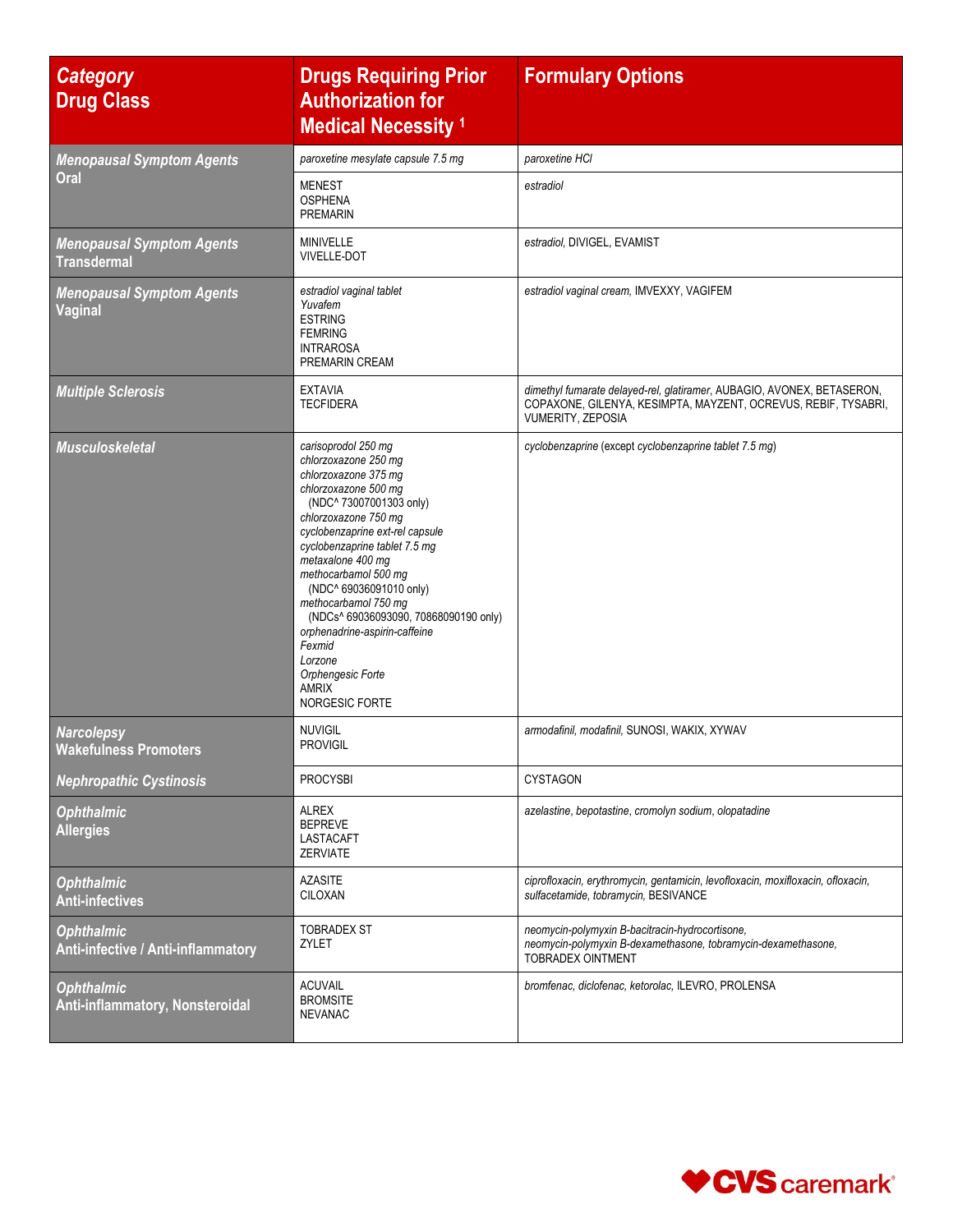| *Category* Drug Class | Drugs Requiring Prior Authorization for Medical Necessity [1] | Formulary Options |
|---|---|---|
| *Menopausal Symptom Agents* Oral | *paroxetine mesylate capsule 7.5 mg* | *paroxetine HCl* |
| | MENEST<br>OSPHENA<br>PREMARIN | *estradiol* |
| *Menopausal Symptom Agents* Transdermal | MINIVELLE<br>VIVELLE-DOT | *estradiol*, DIVIGEL, EVAMIST |
| *Menopausal Symptom Agents* Vaginal | *estradiol vaginal tablet*<br>*Yuvafem*<br>ESTRING<br>FEMRING<br>INTRAROSA<br>PREMARIN CREAM | *estradiol vaginal cream*, IMVEXXY, VAGIFEM |
| *Multiple Sclerosis* | EXTAVIA<br>TECFIDERA | *dimethyl fumarate delayed-rel*, *glatiramer*, AUBAGIO, AVONEX, BETASERON, COPAXONE, GILENYA, KESIMPTA, MAYZENT, OCREVUS, REBIF, TYSABRI, VUMERITY, ZEPOSIA |
| *Musculoskeletal* | *carisoprodol 250 mg*<br>*chlorzoxazone 250 mg*<br>*chlorzoxazone 375 mg*<br>*chlorzoxazone 500 mg*<br>(NDC^ 73007001303 only)<br>*chlorzoxazone 750 mg*<br>*cyclobenzaprine ext-rel capsule*<br>*cyclobenzaprine tablet 7.5 mg*<br>*metaxalone 400 mg*<br>*methocarbamol 500 mg*<br>(NDC^ 69036091010 only)<br>*methocarbamol 750 mg*<br>(NDCs^ 69036093090, 70868090190 only)<br>*orphenadrine-aspirin-caffeine*<br>*Fexmid*<br>*Lorzone*<br>*Orphengesic Forte*<br>AMRIX<br>NORGESIC FORTE | *cyclobenzaprine* (except *cyclobenzaprine tablet 7.5 mg*) |
| *Narcolepsy* Wakefulness Promoters | NUVIGIL<br>PROVIGIL | *armodafinil*, *modafinil*, SUNOSI, WAKIX, XYWAV |
| *Nephropathic Cystinosis* | PROCYSBI | CYSTAGON |
| *Ophthalmic* Allergies | ALREX<br>BEPREVE<br>LASTACAFT<br>ZERVIATE | *azelastine*, *bepotastine*, *cromolyn sodium*, *olopatadine* |
| *Ophthalmic* Anti-infectives | AZASITE<br>CILOXAN | *ciprofloxacin*, *erythromycin*, *gentamicin*, *levofloxacin*, *moxifloxacin*, *ofloxacin*, *sulfacetamide*, *tobramycin*, BESIVANCE |
| *Ophthalmic* Anti-infective / Anti-inflammatory | TOBRADEX ST<br>ZYLET | *neomycin-polymyxin B-bacitracin-hydrocortisone*, *neomycin-polymyxin B-dexamethasone*, *tobramycin-dexamethasone*, TOBRADEX OINTMENT |
| *Ophthalmic* Anti-inflammatory, Nonsteroidal | ACUVAIL<br>BROMSITE<br>NEVANAC | *bromfenac*, *diclofenac*, *ketorolac*, ILEVRO, PROLENSA |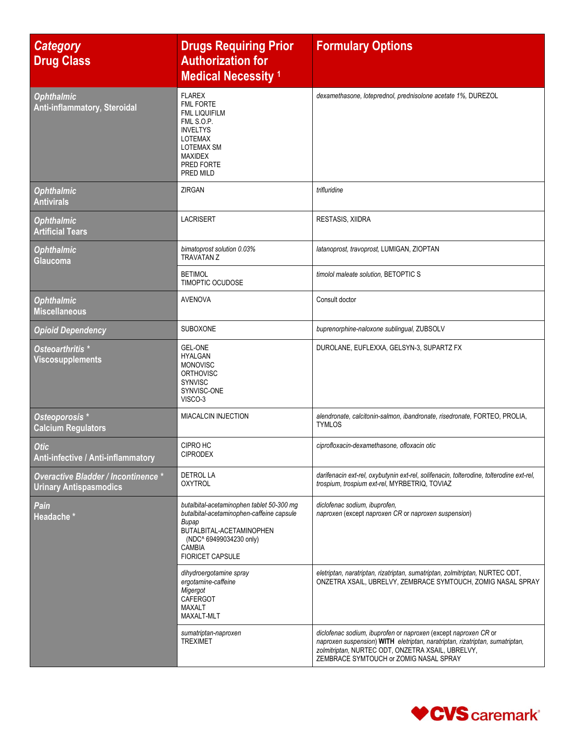| *Category* Drug Class | Drugs Requiring Prior Authorization for Medical Necessity [1] | Formulary Options |
|---|---|---|
| *Ophthalmic* Anti-inflammatory, Steroidal | FLAREX<br>FML FORTE<br>FML LIQUIFILM<br>FML S.O.P.<br>INVELTYS<br>LOTEMAX<br>LOTEMAX SM<br>MAXIDEX<br>PRED FORTE<br>PRED MILD | *dexamethasone, loteprednol, prednisolone acetate 1%,* DUREZOL |
| *Ophthalmic* Antivirals | ZIRGAN | *trifluridine* |
| *Ophthalmic* Artificial Tears | LACRISERT | RESTASIS, XIIDRA |
| *Ophthalmic* Glaucoma | *bimatoprost solution 0.03%*<br>TRAVATAN Z | *latanoprost, travoprost,* LUMIGAN, ZIOPTAN |
| | BETIMOL<br>TIMOPTIC OCUDOSE | *timolol maleate solution,* BETOPTIC S |
| *Ophthalmic* Miscellaneous | AVENOVA | Consult doctor |
| *Opioid Dependency* | SUBOXONE | *buprenorphine-naloxone sublingual,* ZUBSOLV |
| *Osteoarthritis \** Viscosupplements | GEL-ONE<br>HYALGAN<br>MONOVISC<br>ORTHOVISC<br>SYNVISC<br>SYNVISC-ONE<br>VISCO-3 | DUROLANE, EUFLEXXA, GELSYN-3, SUPARTZ FX |
| *Osteoporosis \** Calcium Regulators | MIACALCIN INJECTION | *alendronate, calcitonin-salmon, ibandronate, risedronate,* FORTEO, PROLIA, TYMLOS |
| *Otic* Anti-infective / Anti-inflammatory | CIPRO HC<br>CIPRODEX | *ciprofloxacin-dexamethasone, ofloxacin otic* |
| *Overactive Bladder / Incontinence \** Urinary Antispasmodics | DETROL LA<br>OXYTROL | *darifenacin ext-rel, oxybutynin ext-rel, solifenacin, tolterodine, tolterodine ext-rel, trospium, trospium ext-rel,* MYRBETRIQ, TOVIAZ |
| *Pain* Headache \* | *butalbital-acetaminophen tablet 50-300 mg*<br>*butalbital-acetaminophen-caffeine capsule*<br>*Bupap*<br>BUTALBITAL-ACETAMINOPHEN (NDC^ 69499034230 only)<br>CAMBIA<br>FIORICET CAPSULE | *diclofenac sodium, ibuprofen,*<br>*naproxen* (except *naproxen CR* or *naproxen suspension*) |
| | *dihydroergotamine spray*<br>*ergotamine-caffeine*<br>*Migergot*<br>CAFERGOT<br>MAXALT<br>MAXALT-MLT | *eletriptan, naratriptan, rizatriptan, sumatriptan, zolmitriptan,* NURTEC ODT, ONZETRA XSAIL, UBRELVY, ZEMBRACE SYMTOUCH, ZOMIG NASAL SPRAY |
| | *sumatriptan-naproxen*<br>TREXIMET | *diclofenac sodium, ibuprofen* or *naproxen* (except *naproxen CR* or *naproxen suspension*) **WITH** *eletriptan, naratriptan, rizatriptan, sumatriptan, zolmitriptan,* NURTEC ODT, ONZETRA XSAIL, UBRELVY, ZEMBRACE SYMTOUCH or ZOMIG NASAL SPRAY |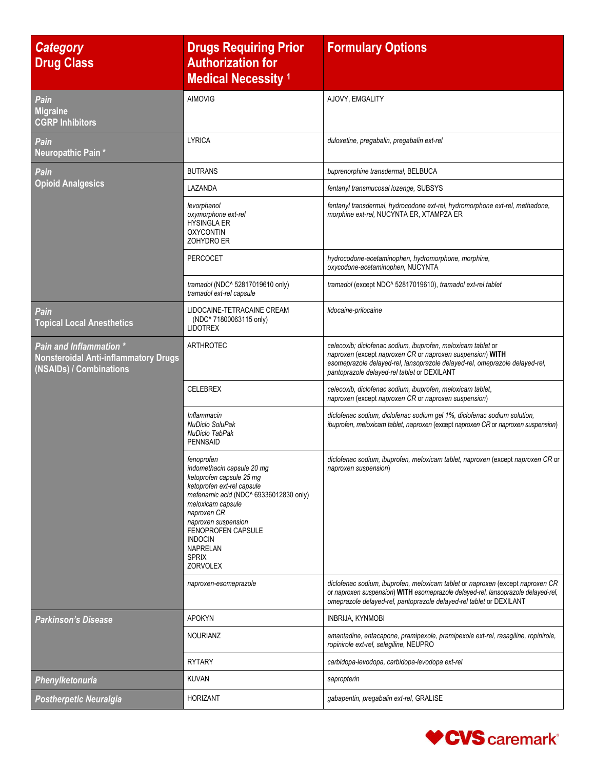| *Category* Drug Class | Drugs Requiring Prior Authorization for Medical Necessity [1] | Formulary Options |
|---|---|---|
| *Pain* Migraine CGRP Inhibitors | AIMOVIG | AJOVY, EMGALITY |
| *Pain* Neuropathic Pain * | LYRICA | *duloxetine, pregabalin, pregabalin ext-rel* |
| *Pain* Opioid Analgesics | BUTRANS | *buprenorphine transdermal,* BELBUCA |
| | LAZANDA | *fentanyl transmucosal lozenge,* SUBSYS |
| | *levorphanol* *oxymorphone ext-rel* HYSINGLA ER OXYCONTIN ZOHYDRO ER | *fentanyl transdermal, hydrocodone ext-rel, hydromorphone ext-rel, methadone, morphine ext-rel,* NUCYNTA ER, XTAMPZA ER |
| | PERCOCET | *hydrocodone-acetaminophen, hydromorphone, morphine, oxycodone-acetaminophen,* NUCYNTA |
| | *tramadol* (NDC^ 52817019610 only) *tramadol ext-rel capsule* | *tramadol* (except NDC^ 52817019610), *tramadol ext-rel tablet* |
| *Pain* Topical Local Anesthetics | LIDOCAINE-TETRACAINE CREAM (NDC^ 71800063115 only) LIDOTREX | *lidocaine-prilocaine* |
| *Pain and Inflammation ** Nonsteroidal Anti-inflammatory Drugs (NSAIDs) / Combinations | ARTHROTEC | *celecoxib; diclofenac sodium, ibuprofen, meloxicam tablet* or *naproxen* (except *naproxen CR* or *naproxen suspension*) **WITH** *esomeprazole delayed-rel, lansoprazole delayed-rel, omeprazole delayed-rel, pantoprazole delayed-rel tablet* or DEXILANT |
| | CELEBREX | *celecoxib, diclofenac sodium, ibuprofen, meloxicam tablet, naproxen* (except *naproxen CR* or *naproxen suspension*) |
| | *Inflammacin* *NuDiclo SoluPak* *NuDiclo TabPak* PENNSAID | *diclofenac sodium, diclofenac sodium gel 1%, diclofenac sodium solution, ibuprofen, meloxicam tablet, naproxen* (except *naproxen CR* or *naproxen suspension*) |
| | *fenoprofen* *indomethacin capsule 20 mg* *ketoprofen capsule 25 mg* *ketoprofen ext-rel capsule* *mefenamic acid* (NDC^ 69336012830 only) *meloxicam capsule* *naproxen CR* *naproxen suspension* FENOPROFEN CAPSULE INDOCIN NAPRELAN SPRIX ZORVOLEX | *diclofenac sodium, ibuprofen, meloxicam tablet, naproxen* (except *naproxen CR* or *naproxen suspension*) |
| | *naproxen-esomeprazole* | *diclofenac sodium, ibuprofen, meloxicam tablet* or *naproxen* (except *naproxen CR* or *naproxen suspension*) **WITH** *esomeprazole delayed-rel, lansoprazole delayed-rel, omeprazole delayed-rel, pantoprazole delayed-rel tablet* or DEXILANT |
| *Parkinson's Disease* | APOKYN | INBRIJA, KYNMOBI |
| | NOURIANZ | *amantadine, entacapone, pramipexole, pramipexole ext-rel, rasagiline, ropinirole, ropinirole ext-rel, selegiline,* NEUPRO |
| | RYTARY | *carbidopa-levodopa, carbidopa-levodopa ext-rel* |
| *Phenylketonuria* | KUVAN | *sapropterin* |
| *Postherpetic Neuralgia* | HORIZANT | *gabapentin, pregabalin ext-rel,* GRALISE |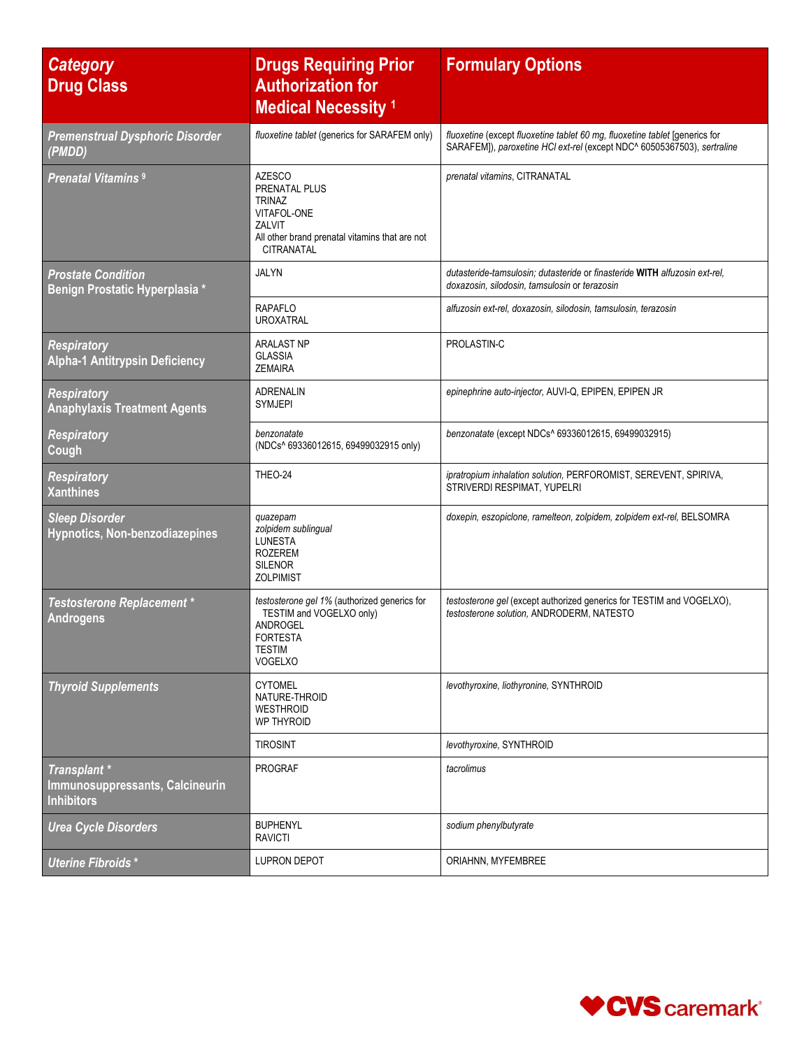| *Category* **Drug Class** | **Drugs Requiring Prior Authorization for Medical Necessity** [1] | **Formulary Options** |
|---|---|---|
| ***Premenstrual Dysphoric Disorder (PMDD)*** | *fluoxetine tablet* (generics for SARAFEM only) | *fluoxetine* (except *fluoxetine tablet 60 mg, fluoxetine tablet* [generics for SARAFEM]), *paroxetine HCl ext-rel* (except NDC^ 60505367503), *sertraline* |
| ***Prenatal Vitamins*** [9] | AZESCO<br>PRENATAL PLUS<br>TRINAZ<br>VITAFOL-ONE<br>ZALVIT<br>All other brand prenatal vitamins that are not CITRANATAL | *prenatal vitamins*, CITRANATAL |
| ***Prostate Condition*** **Benign Prostatic Hyperplasia** * | JALYN | *dutasteride-tamsulosin; dutasteride* or *finasteride* **WITH** *alfuzosin ext-rel, doxazosin, silodosin, tamsulosin* or *terazosin* |
| | RAPAFLO<br>UROXATRAL | *alfuzosin ext-rel, doxazosin, silodosin, tamsulosin, terazosin* |
| ***Respiratory*** **Alpha-1 Antitrypsin Deficiency** | ARALAST NP<br>GLASSIA<br>ZEMAIRA | PROLASTIN-C |
| ***Respiratory*** **Anaphylaxis Treatment Agents** | ADRENALIN<br>SYMJEPI | *epinephrine auto-injector*, AUVI-Q, EPIPEN, EPIPEN JR |
| ***Respiratory*** **Cough** | *benzonatate* (NDCs^ 69336012615, 69499032915 only) | *benzonatate* (except NDCs^ 69336012615, 69499032915) |
| ***Respiratory*** **Xanthines** | THEO-24 | *ipratropium inhalation solution*, PERFOROMIST, SEREVENT, SPIRIVA, STRIVERDI RESPIMAT, YUPELRI |
| ***Sleep Disorder*** **Hypnotics, Non-benzodiazepines** | *quazepam*<br>*zolpidem sublingual*<br>LUNESTA<br>ROZEREM<br>SILENOR<br>ZOLPIMIST | *doxepin, eszopiclone, ramelteon, zolpidem, zolpidem ext-rel*, BELSOMRA |
| ***Testosterone Replacement*** * **Androgens** | *testosterone gel 1%* (authorized generics for TESTIM and VOGELXO only)<br>ANDROGEL<br>FORTESTA<br>TESTIM<br>VOGELXO | *testosterone gel* (except authorized generics for TESTIM and VOGELXO), *testosterone solution*, ANDRODERM, NATESTO |
| ***Thyroid Supplements*** | CYTOMEL<br>NATURE-THROID<br>WESTHROID<br>WP THYROID | *levothyroxine, liothyronine*, SYNTHROID |
| | TIROSINT | *levothyroxine*, SYNTHROID |
| ***Transplant*** * **Immunosuppressants, Calcineurin Inhibitors** | PROGRAF | *tacrolimus* |
| ***Urea Cycle Disorders*** | BUPHENYL<br>RAVICTI | *sodium phenylbutyrate* |
| ***Uterine Fibroids*** * | LUPRON DEPOT | ORIAHNN, MYFEMBREE |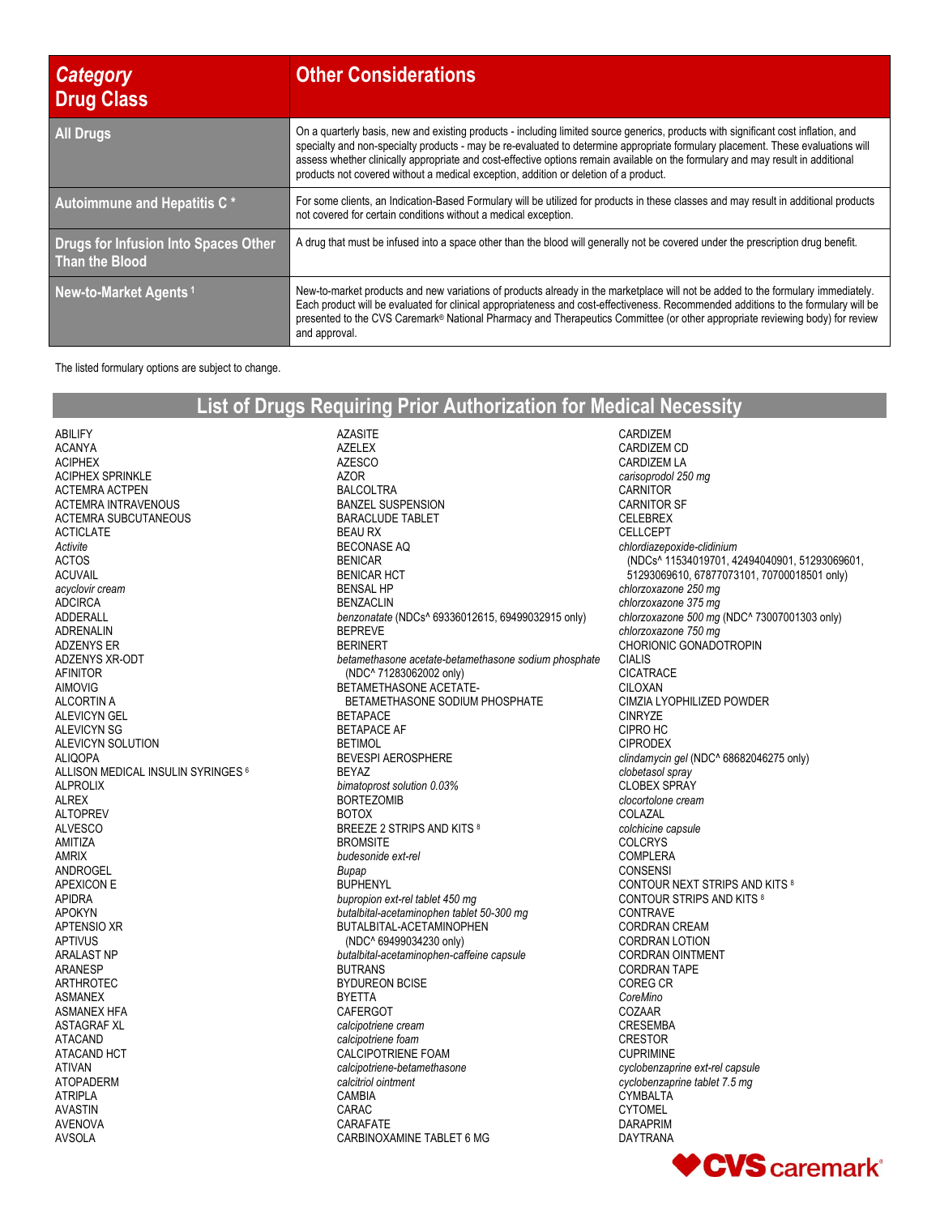| *Category* **Drug Class** | **Other Considerations** |
|---|---|
| **All Drugs** | On a quarterly basis, new and existing products - including limited source generics, products with significant cost inflation, and specialty and non-specialty products - may be re-evaluated to determine appropriate formulary placement. These evaluations will assess whether clinically appropriate and cost-effective options remain available on the formulary and may result in additional products not covered without a medical exception, addition or deletion of a product. |
| **Autoimmune and Hepatitis C \*** | For some clients, an Indication-Based Formulary will be utilized for products in these classes and may result in additional products not covered for certain conditions without a medical exception. |
| **Drugs for Infusion Into Spaces Other Than the Blood** | A drug that must be infused into a space other than the blood will generally not be covered under the prescription drug benefit. |
| **New-to-Market Agents [1]** | New-to-market products and new variations of products already in the marketplace will not be added to the formulary immediately. Each product will be evaluated for clinical appropriateness and cost-effectiveness. Recommended additions to the formulary will be presented to the CVS Caremark® National Pharmacy and Therapeutics Committee (or other appropriate reviewing body) for review and approval. |

The listed formulary options are subject to change.

## List of Drugs Requiring Prior Authorization for Medical Necessity

ABILIFY
ACANYA
ACIPHEX
ACIPHEX SPRINKLE
ACTEMRA ACTPEN
ACTEMRA INTRAVENOUS
ACTEMRA SUBCUTANEOUS
ACTICLATE
*Activite*
ACTOS
ACUVAIL
*acyclovir cream*
ADCIRCA
ADDERALL
ADRENALIN
ADZENYS ER
ADZENYS XR-ODT
AFINITOR
AIMOVIG
ALCORTIN A
ALEVICYN GEL
ALEVICYN SG
ALEVICYN SOLUTION
ALIQOPA
ALLISON MEDICAL INSULIN SYRINGES [6]
ALPROLIX
ALREX
ALTOPREV
ALVESCO
AMITIZA
AMRIX
ANDROGEL
APEXICON E
APIDRA
APOKYN
APTENSIO XR
APTIVUS
ARALAST NP
ARANESP
ARTHROTEC
ASMANEX
ASMANEX HFA
ASTAGRAF XL
ATACAND
ATACAND HCT
ATIVAN
ATOPADERM
ATRIPLA
AVASTIN
AVENOVA
AVSOLA
AZASITE
AZELEX
AZESCO
AZOR
BALCOLTRA
BANZEL SUSPENSION
BARACLUDE TABLET
BEAU RX
BECONASE AQ
BENICAR
BENICAR HCT
BENSAL HP
BENZACLIN
*benzonatate* (NDCs^ 69336012615, 69499032915 only)
BEPREVE
BERINERT
*betamethasone acetate-betamethasone sodium phosphate* (NDC^ 71283062002 only)
BETAMETHASONE ACETATE-BETAMETHASONE SODIUM PHOSPHATE
BETAPACE
BETAPACE AF
BETIMOL
BEVESPI AEROSPHERE
BEYAZ
*bimatoprost solution 0.03%*
BORTEZOMIB
BOTOX
BREEZE 2 STRIPS AND KITS [8]
BROMSITE
*budesonide ext-rel*
*Bupap*
BUPHENYL
*bupropion ext-rel tablet 450 mg*
*butalbital-acetaminophen tablet 50-300 mg*
BUTALBITAL-ACETAMINOPHEN (NDC^ 69499034230 only)
*butalbital-acetaminophen-caffeine capsule*
BUTRANS
BYDUREON BCISE
BYETTA
CAFERGOT
*calcipotriene cream*
*calcipotriene foam*
CALCIPOTRIENE FOAM
*calcipotriene-betamethasone*
*calcitriol ointment*
CAMBIA
CARAC
CARAFATE
CARBINOXAMINE TABLET 6 MG
CARDIZEM
CARDIZEM CD
CARDIZEM LA
*carisoprodol 250 mg*
CARNITOR
CARNITOR SF
CELEBREX
CELLCEPT
*chlordiazepoxide-clidinium* (NDCs^ 11534019701, 42494040901, 51293069601, 51293069610, 67877073101, 70700018501 only)
*chlorzoxazone 250 mg*
*chlorzoxazone 375 mg*
*chlorzoxazone 500 mg* (NDC^ 73007001303 only)
*chlorzoxazone 750 mg*
CHORIONIC GONADOTROPIN
CIALIS
CICATRACE
CILOXAN
CIMZIA LYOPHILIZED POWDER
CINRYZE
CIPRO HC
CIPRODEX
*clindamycin gel* (NDC^ 68682046275 only)
*clobetasol spray*
CLOBEX SPRAY
*clocortolone cream*
COLAZAL
*colchicine capsule*
COLCRYS
COMPLERA
CONSENSI
CONTOUR NEXT STRIPS AND KITS [8]
CONTOUR STRIPS AND KITS [8]
CONTRAVE
CORDRAN CREAM
CORDRAN LOTION
CORDRAN OINTMENT
CORDRAN TAPE
COREG CR
*CoreMino*
COZAAR
CRESEMBA
CRESTOR
CUPRIMINE
*cyclobenzaprine ext-rel capsule*
*cyclobenzaprine tablet 7.5 mg*
CYMBALTA
CYTOMEL
DARAPRIM
DAYTRANA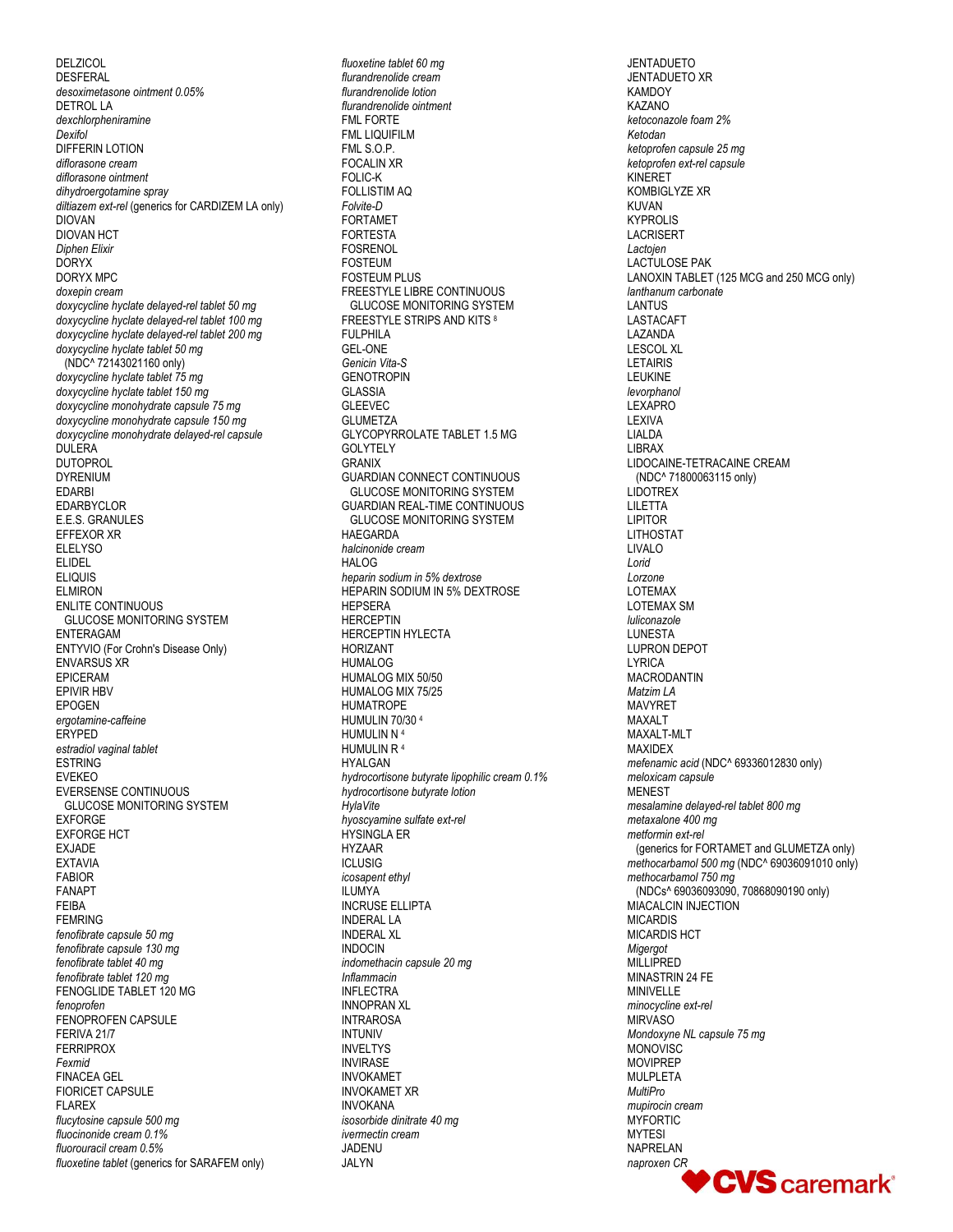DELZICOL
DESFERAL
*desoximetasone ointment 0.05%*
DETROL LA
*dexchlorpheniramine*
*Dexifol*
DIFFERIN LOTION
*diflorasone cream*
*diflorasone ointment*
*dihydroergotamine spray*
*diltiazem ext-rel* (generics for CARDIZEM LA only)
DIOVAN
DIOVAN HCT
*Diphen Elixir*
DORYX
DORYX MPC
*doxepin cream*
*doxycycline hyclate delayed-rel tablet 50 mg*
*doxycycline hyclate delayed-rel tablet 100 mg*
*doxycycline hyclate delayed-rel tablet 200 mg*
*doxycycline hyclate tablet 50 mg*
(NDC^ 72143021160 only)
*doxycycline hyclate tablet 75 mg*
*doxycycline hyclate tablet 150 mg*
*doxycycline monohydrate capsule 75 mg*
*doxycycline monohydrate capsule 150 mg*
*doxycycline monohydrate delayed-rel capsule*
DULERA
DUTOPROL
DYRENIUM
EDARBI
EDARBYCLOR
E.E.S. GRANULES
EFFEXOR XR
ELELYSO
ELIDEL
ELIQUIS
ELMIRON
ENLITE CONTINUOUS GLUCOSE MONITORING SYSTEM
ENTERAGAM
ENTYVIO (For Crohn's Disease Only)
ENVARSUS XR
EPICERAM
EPIVIR HBV
EPOGEN
*ergotamine-caffeine*
ERYPED
*estradiol vaginal tablet*
ESTRING
EVEKEO
EVERSENSE CONTINUOUS GLUCOSE MONITORING SYSTEM
EXFORGE
EXFORGE HCT
EXJADE
EXTAVIA
FABIOR
FANAPT
FEIBA
FEMRING
*fenofibrate capsule 50 mg*
*fenofibrate capsule 130 mg*
*fenofibrate tablet 40 mg*
*fenofibrate tablet 120 mg*
FENOGLIDE TABLET 120 MG
*fenoprofen*
FENOPROFEN CAPSULE
FERIVA 21/7
FERRIPROX
*Fexmid*
FINACEA GEL
FIORICET CAPSULE
FLAREX
*flucytosine capsule 500 mg*
*fluocinonide cream 0.1%*
*fluorouracil cream 0.5%*
*fluoxetine tablet* (generics for SARAFEM only)
*fluoxetine tablet 60 mg*
*flurandrenolide cream*
*flurandrenolide lotion*
*flurandrenolide ointment*
FML FORTE
FML LIQUIFILM
FML S.O.P.
FOCALIN XR
FOLIC-K
FOLLISTIM AQ
*Folvite-D*
FORTAMET
FORTESTA
FOSRENOL
FOSTEUM
FOSTEUM PLUS
FREESTYLE LIBRE CONTINUOUS GLUCOSE MONITORING SYSTEM
FREESTYLE STRIPS AND KITS [8]
FULPHILA
GEL-ONE
*Genicin Vita-S*
GENOTROPIN
GLASSIA
GLEEVEC
GLUMETZA
GLYCOPYRROLATE TABLET 1.5 MG
GOLYTELY
GRANIX
GUARDIAN CONNECT CONTINUOUS GLUCOSE MONITORING SYSTEM
GUARDIAN REAL-TIME CONTINUOUS GLUCOSE MONITORING SYSTEM
HAEGARDA
*halcinonide cream*
HALOG
*heparin sodium in 5% dextrose*
HEPARIN SODIUM IN 5% DEXTROSE
HEPSERA
HERCEPTIN
HERCEPTIN HYLECTA
HORIZANT
HUMALOG
HUMALOG MIX 50/50
HUMALOG MIX 75/25
HUMATROPE
HUMULIN 70/30 [4]
HUMULIN N [4]
HUMULIN R [4]
HYALGAN
*hydrocortisone butyrate lipophilic cream 0.1%*
*hydrocortisone butyrate lotion*
*HylaVite*
*hyoscyamine sulfate ext-rel*
HYSINGLA ER
HYZAAR
ICLUSIG
*icosapent ethyl*
ILUMYA
INCRUSE ELLIPTA
INDERAL LA
INDERAL XL
INDOCIN
*indomethacin capsule 20 mg*
*Inflammacin*
INFLECTRA
INNOPRAN XL
INTRAROSA
INTUNIV
INVELTYS
INVIRASE
INVOKAMET
INVOKAMET XR
INVOKANA
*isosorbide dinitrate 40 mg*
*ivermectin cream*
JADENU
JALYN
JENTADUETO
JENTADUETO XR
KAMDOY
KAZANO
*ketoconazole foam 2%*
*Ketodan*
*ketoprofen capsule 25 mg*
*ketoprofen ext-rel capsule*
KINERET
KOMBIGLYZE XR
KUVAN
KYPROLIS
LACRISERT
*Lactojen*
LACTULOSE PAK
LANOXIN TABLET (125 MCG and 250 MCG only)
*lanthanum carbonate*
LANTUS
LASTACAFT
LAZANDA
LESCOL XL
LETAIRIS
LEUKINE
*levorphanol*
LEXAPRO
LEXIVA
LIALDA
LIBRAX
LIDOCAINE-TETRACAINE CREAM
(NDC^ 71800063115 only)
LIDOTREX
LILETTA
LIPITOR
LITHOSTAT
LIVALO
*Lorid*
*Lorzone*
LOTEMAX
LOTEMAX SM
*luliconazole*
LUNESTA
LUPRON DEPOT
LYRICA
MACRODANTIN
*Matzim LA*
MAVYRET
MAXALT
MAXALT-MLT
MAXIDEX
*mefenamic acid* (NDC^ 69336012830 only)
*meloxicam capsule*
MENEST
*mesalamine delayed-rel tablet 800 mg*
*metaxalone 400 mg*
*metformin ext-rel*
(generics for FORTAMET and GLUMETZA only)
*methocarbamol 500 mg* (NDC^ 69036091010 only)
*methocarbamol 750 mg*
(NDCs^ 69036093090, 70868090190 only)
MIACALCIN INJECTION
MICARDIS
MICARDIS HCT
*Migergot*
MILLIPRED
MINASTRIN 24 FE
MINIVELLE
*minocycline ext-rel*
MIRVASO
*Mondoxyne NL capsule 75 mg*
MONOVISC
MOVIPREP
MULPLETA
*MultiPro*
*mupirocin cream*
MYFORTIC
MYTESI
NAPRELAN
*naproxen CR*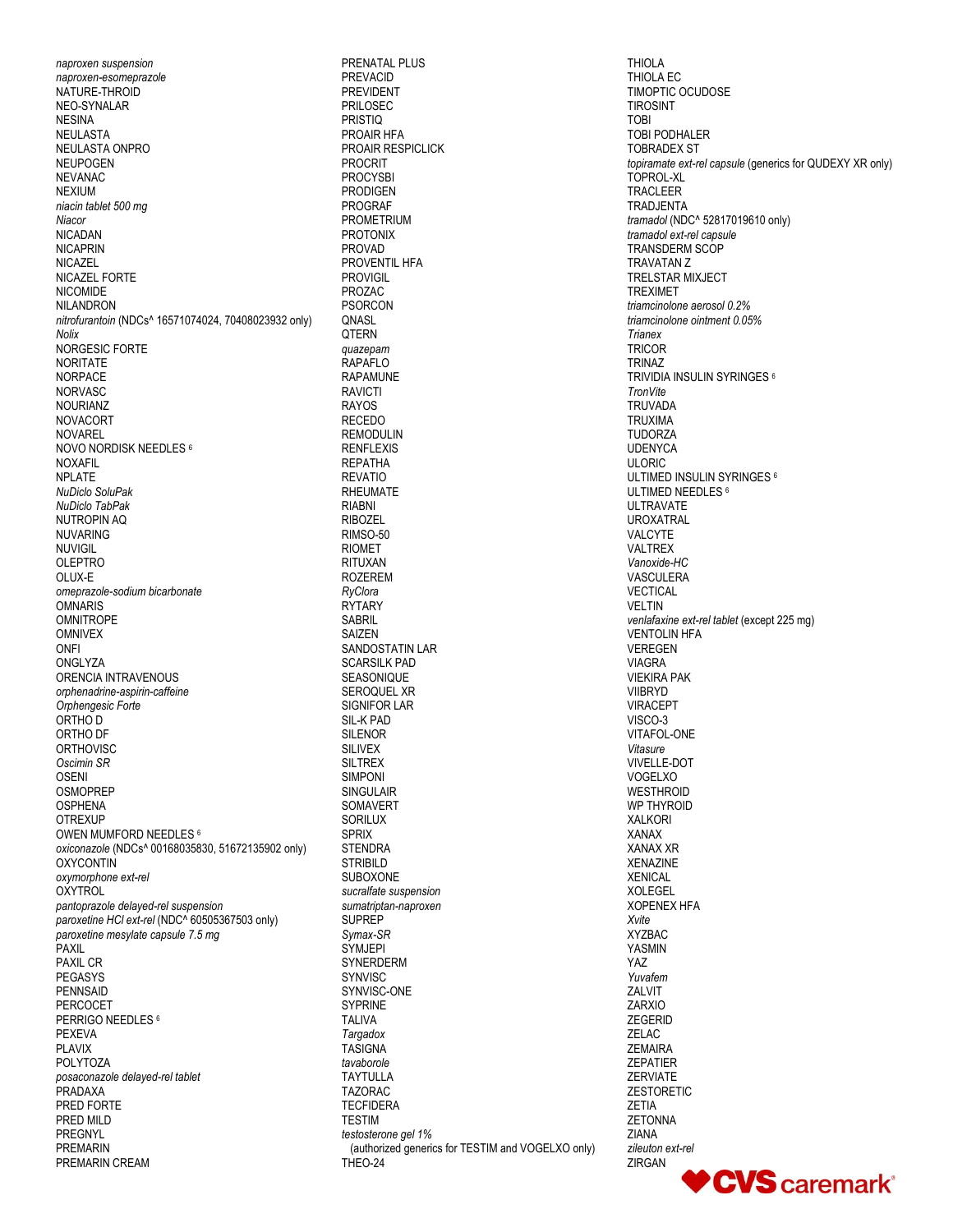*naproxen suspension*
*naproxen-esomeprazole*
NATURE-THROID
NEO-SYNALAR
NESINA
NEULASTA
NEULASTA ONPRO
NEUPOGEN
NEVANAC
NEXIUM
*niacin tablet 500 mg*
*Niacor*
NICADAN
NICAPRIN
NICAZEL
NICAZEL FORTE
NICOMIDE
NILANDRON
*nitrofurantoin* (NDCs^ 16571074024, 70408023932 only)
*Nolix*
NORGESIC FORTE
NORITATE
NORPACE
NORVASC
NOURIANZ
NOVACORT
NOVAREL
NOVO NORDISK NEEDLES [6]
NOXAFIL
NPLATE
*NuDiclo SoluPak*
*NuDiclo TabPak*
NUTROPIN AQ
NUVARING
NUVIGIL
OLEPTRO
OLUX-E
*omeprazole-sodium bicarbonate*
OMNARIS
OMNITROPE
OMNIVEX
ONFI
ONGLYZA
ORENCIA INTRAVENOUS
*orphenadrine-aspirin-caffeine*
*Orphengesic Forte*
ORTHO D
ORTHO DF
ORTHOVISC
*Oscimin SR*
OSENI
OSMOPREP
OSPHENA
OTREXUP
OWEN MUMFORD NEEDLES [6]
*oxiconazole* (NDCs^ 00168035830, 51672135902 only)
OXYCONTIN
*oxymorphone ext-rel*
OXYTROL
*pantoprazole delayed-rel suspension*
*paroxetine HCl ext-rel* (NDC^ 60505367503 only)
*paroxetine mesylate capsule 7.5 mg*
PAXIL
PAXIL CR
PEGASYS
PENNSAID
PERCOCET
PERRIGO NEEDLES [6]
PEXEVA
PLAVIX
POLYTOZA
*posaconazole delayed-rel tablet*
PRADAXA
PRED FORTE
PRED MILD
PREGNYL
PREMARIN
PREMARIN CREAM
PRENATAL PLUS
PREVACID
PREVIDENT
PRILOSEC
PRISTIQ
PROAIR HFA
PROAIR RESPICLICK
PROCRIT
PROCYSBI
PRODIGEN
PROGRAF
PROMETRIUM
PROTONIX
PROVAD
PROVENTIL HFA
PROVIGIL
PROZAC
PSORCON
QNASL
QTERN
*quazepam*
RAPAFLO
RAPAMUNE
RAVICTI
RAYOS
RECEDO
REMODULIN
RENFLEXIS
REPATHA
REVATIO
RHEUMATE
RIABNI
RIBOZEL
RIMSO-50
RIOMET
RITUXAN
ROZEREM
*RyClora*
RYTARY
SABRIL
SAIZEN
SANDOSTATIN LAR
SCARSILK PAD
SEASONIQUE
SEROQUEL XR
SIGNIFOR LAR
SIL-K PAD
SILENOR
SILIVEX
SILTREX
SIMPONI
SINGULAIR
SOMAVERT
SORILUX
SPRIX
STENDRA
STRIBILD
SUBOXONE
*sucralfate suspension*
*sumatriptan-naproxen*
SUPREP
*Symax-SR*
SYMJEPI
SYNERDERM
SYNVISC
SYNVISC-ONE
SYPRINE
TALIVA
*Targadox*
TASIGNA
*tavaborole*
TAYTULLA
TAZORAC
TECFIDERA
TESTIM
*testosterone gel 1%*
(authorized generics for TESTIM and VOGELXO only)
THEO-24
THIOLA
THIOLA EC
TIMOPTIC OCUDOSE
TIROSINT
TOBI
TOBI PODHALER
TOBRADEX ST
*topiramate ext-rel capsule* (generics for QUDEXY XR only)
TOPROL-XL
TRACLEER
TRADJENTA
*tramadol* (NDC^ 52817019610 only)
*tramadol ext-rel capsule*
TRANSDERM SCOP
TRAVATAN Z
TRELSTAR MIXJECT
TREXIMET
*triamcinolone aerosol 0.2%*
*triamcinolone ointment 0.05%*
*Trianex*
TRICOR
TRINAZ
TRIVIDIA INSULIN SYRINGES [6]
*TronVite*
TRUVADA
TRUXIMA
TUDORZA
UDENYCA
ULORIC
ULTIMED INSULIN SYRINGES [6]
ULTIMED NEEDLES [6]
ULTRAVATE
UROXATRAL
VALCYTE
VALTREX
*Vanoxide-HC*
VASCULERA
VECTICAL
VELTIN
*venlafaxine ext-rel tablet* (except 225 mg)
VENTOLIN HFA
VEREGEN
VIAGRA
VIEKIRA PAK
VIIBRYD
VIRACEPT
VISCO-3
VITAFOL-ONE
*Vitasure*
VIVELLE-DOT
VOGELXO
WESTHROID
WP THYROID
XALKORI
XANAX
XANAX XR
XENAZINE
XENICAL
XOLEGEL
XOPENEX HFA
*Xvite*
XYZBAC
YASMIN
YAZ
*Yuvafem*
ZALVIT
ZARXIO
ZEGERID
ZELAC
ZEMAIRA
ZEPATIER
ZERVIATE
ZESTORETIC
ZETIA
ZETONNA
ZIANA
*zileuton ext-rel*
ZIRGAN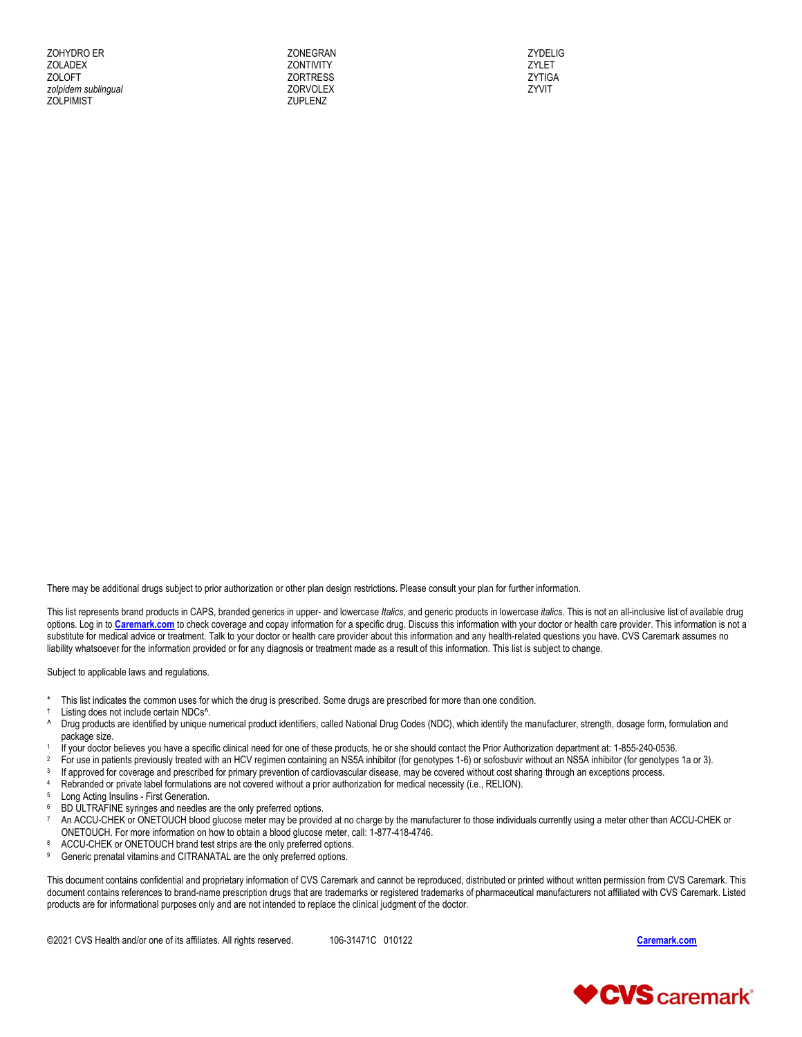ZOHYDRO ER
ZOLADEX
ZOLOFT
*zolpidem sublingual*
ZOLPIMIST
ZONEGRAN
ZONTIVITY
ZORTRESS
ZORVOLEX
ZUPLENZ
ZYDELIG
ZYLET
ZYTIGA
ZYVIT

There may be additional drugs subject to prior authorization or other plan design restrictions. Please consult your plan for further information.

This list represents brand products in CAPS, branded generics in upper- and lowercase *Italics*, and generic products in lowercase *italics*. This is not an all-inclusive list of available drug options. Log in to **Caremark.com** to check coverage and copay information for a specific drug. Discuss this information with your doctor or health care provider. This information is not a substitute for medical advice or treatment. Talk to your doctor or health care provider about this information and any health-related questions you have. CVS Caremark assumes no liability whatsoever for the information provided or for any diagnosis or treatment made as a result of this information. This list is subject to change.

Subject to applicable laws and regulations.

- * This list indicates the common uses for which the drug is prescribed. Some drugs are prescribed for more than one condition.
- † Listing does not include certain NDCs^.
- ^ Drug products are identified by unique numerical product identifiers, called National Drug Codes (NDC), which identify the manufacturer, strength, dosage form, formulation and package size.
- [1] If your doctor believes you have a specific clinical need for one of these products, he or she should contact the Prior Authorization department at: 1-855-240-0536.
- [2] For use in patients previously treated with an HCV regimen containing an NS5A inhibitor (for genotypes 1-6) or sofosbuvir without an NS5A inhibitor (for genotypes 1a or 3).
- [3] If approved for coverage and prescribed for primary prevention of cardiovascular disease, may be covered without cost sharing through an exceptions process.
- [4] Rebranded or private label formulations are not covered without a prior authorization for medical necessity (i.e., RELION).
- [5] Long Acting Insulins - First Generation.
- [6] BD ULTRAFINE syringes and needles are the only preferred options.
- [7] An ACCU-CHEK or ONETOUCH blood glucose meter may be provided at no charge by the manufacturer to those individuals currently using a meter other than ACCU-CHEK or ONETOUCH. For more information on how to obtain a blood glucose meter, call: 1-877-418-4746.
- [8] ACCU-CHEK or ONETOUCH brand test strips are the only preferred options.
- [9] Generic prenatal vitamins and CITRANATAL are the only preferred options.

This document contains confidential and proprietary information of CVS Caremark and cannot be reproduced, distributed or printed without written permission from CVS Caremark. This document contains references to brand-name prescription drugs that are trademarks or registered trademarks of pharmaceutical manufacturers not affiliated with CVS Caremark. Listed products are for informational purposes only and are not intended to replace the clinical judgment of the doctor.

©2021 CVS Health and/or one of its affiliates. All rights reserved. 106-31471C 010122 **Caremark.com**

CVS caremark